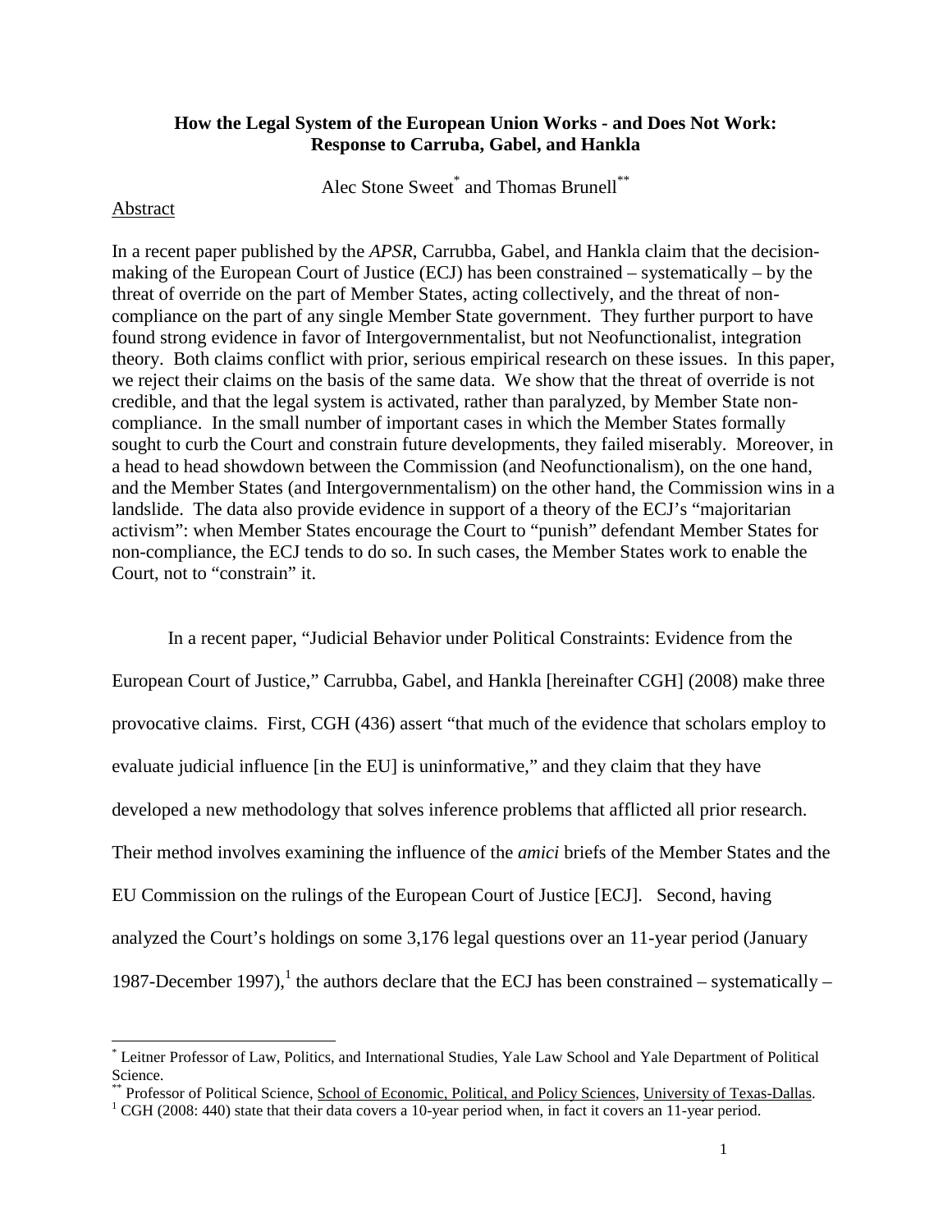# How the Legal System of the European Union Works - and Does Not Work: Response to Carruba, Gabel, and Hankla

Alec Stone Sweet[*] and Thomas Brunell[**]

## Abstract

In a recent paper published by the *APSR*, Carrubba, Gabel, and Hankla claim that the decision-making of the European Court of Justice (ECJ) has been constrained – systematically – by the threat of override on the part of Member States, acting collectively, and the threat of non-compliance on the part of any single Member State government. They further purport to have found strong evidence in favor of Intergovernmentalist, but not Neofunctionalist, integration theory. Both claims conflict with prior, serious empirical research on these issues. In this paper, we reject their claims on the basis of the same data. We show that the threat of override is not credible, and that the legal system is activated, rather than paralyzed, by Member State non-compliance. In the small number of important cases in which the Member States formally sought to curb the Court and constrain future developments, they failed miserably. Moreover, in a head to head showdown between the Commission (and Neofunctionalism), on the one hand, and the Member States (and Intergovernmentalism) on the other hand, the Commission wins in a landslide. The data also provide evidence in support of a theory of the ECJ's "majoritarian activism": when Member States encourage the Court to "punish" defendant Member States for non-compliance, the ECJ tends to do so. In such cases, the Member States work to enable the Court, not to "constrain" it.

In a recent paper, "Judicial Behavior under Political Constraints: Evidence from the European Court of Justice," Carrubba, Gabel, and Hankla [hereinafter CGH] (2008) make three provocative claims. First, CGH (436) assert "that much of the evidence that scholars employ to evaluate judicial influence [in the EU] is uninformative," and they claim that they have developed a new methodology that solves inference problems that afflicted all prior research. Their method involves examining the influence of the *amici* briefs of the Member States and the EU Commission on the rulings of the European Court of Justice [ECJ]. Second, having analyzed the Court's holdings on some 3,176 legal questions over an 11-year period (January 1987-December 1997),[1] the authors declare that the ECJ has been constrained – systematically –

---

[*] Leitner Professor of Law, Politics, and International Studies, Yale Law School and Yale Department of Political Science.

[**] Professor of Political Science, School of Economic, Political, and Policy Sciences, University of Texas-Dallas.

[1] CGH (2008: 440) state that their data covers a 10-year period when, in fact it covers an 11-year period.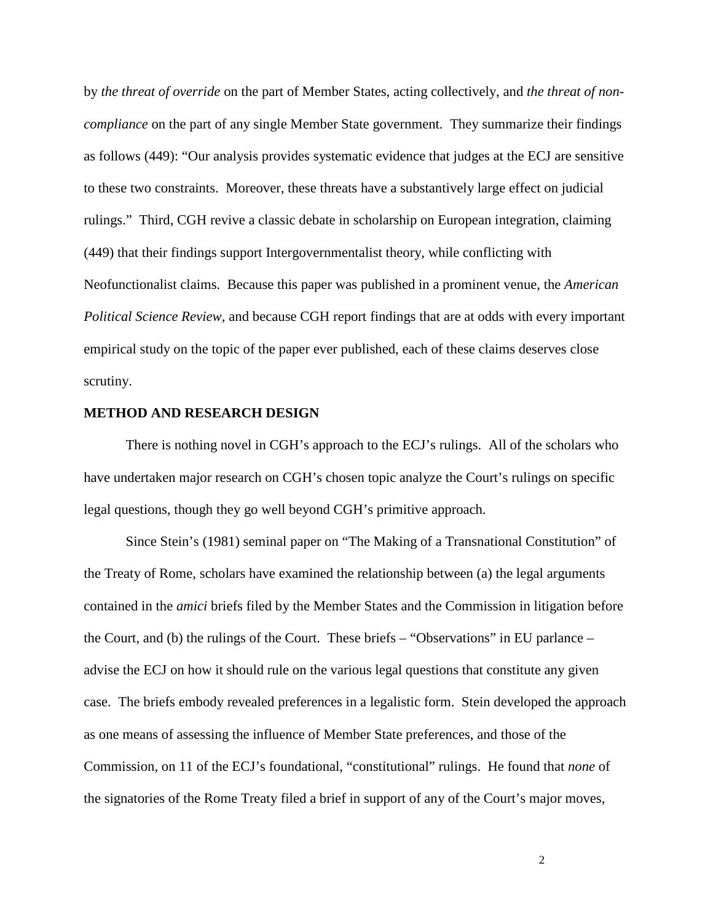by *the threat of override* on the part of Member States, acting collectively, and *the threat of non-compliance* on the part of any single Member State government. They summarize their findings as follows (449): "Our analysis provides systematic evidence that judges at the ECJ are sensitive to these two constraints. Moreover, these threats have a substantively large effect on judicial rulings." Third, CGH revive a classic debate in scholarship on European integration, claiming (449) that their findings support Intergovernmentalist theory, while conflicting with Neofunctionalist claims. Because this paper was published in a prominent venue, the *American Political Science Review*, and because CGH report findings that are at odds with every important empirical study on the topic of the paper ever published, each of these claims deserves close scrutiny.

## METHOD AND RESEARCH DESIGN

There is nothing novel in CGH's approach to the ECJ's rulings. All of the scholars who have undertaken major research on CGH's chosen topic analyze the Court's rulings on specific legal questions, though they go well beyond CGH's primitive approach.

Since Stein's (1981) seminal paper on "The Making of a Transnational Constitution" of the Treaty of Rome, scholars have examined the relationship between (a) the legal arguments contained in the *amici* briefs filed by the Member States and the Commission in litigation before the Court, and (b) the rulings of the Court. These briefs – "Observations" in EU parlance – advise the ECJ on how it should rule on the various legal questions that constitute any given case. The briefs embody revealed preferences in a legalistic form. Stein developed the approach as one means of assessing the influence of Member State preferences, and those of the Commission, on 11 of the ECJ's foundational, "constitutional" rulings. He found that *none* of the signatories of the Rome Treaty filed a brief in support of any of the Court's major moves,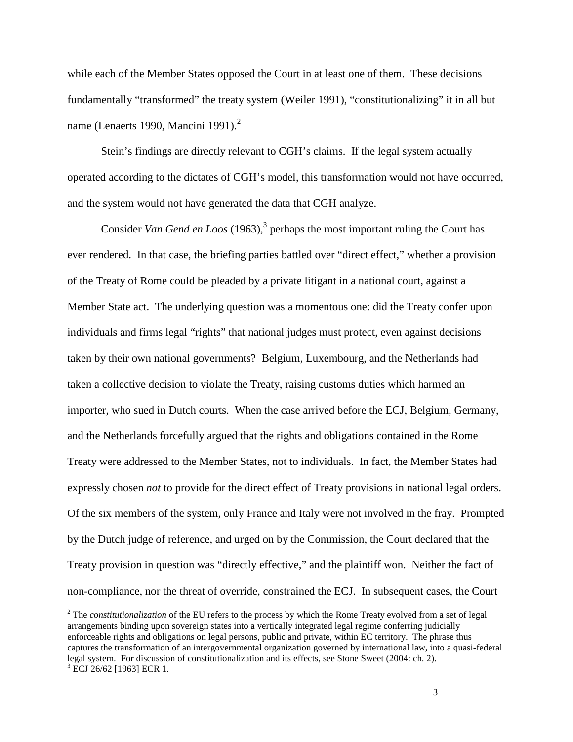while each of the Member States opposed the Court in at least one of them. These decisions fundamentally "transformed" the treaty system (Weiler 1991), "constitutionalizing" it in all but name (Lenaerts 1990, Mancini 1991).[2]

Stein's findings are directly relevant to CGH's claims. If the legal system actually operated according to the dictates of CGH's model, this transformation would not have occurred, and the system would not have generated the data that CGH analyze.

Consider *Van Gend en Loos* (1963),[3] perhaps the most important ruling the Court has ever rendered. In that case, the briefing parties battled over "direct effect," whether a provision of the Treaty of Rome could be pleaded by a private litigant in a national court, against a Member State act. The underlying question was a momentous one: did the Treaty confer upon individuals and firms legal "rights" that national judges must protect, even against decisions taken by their own national governments? Belgium, Luxembourg, and the Netherlands had taken a collective decision to violate the Treaty, raising customs duties which harmed an importer, who sued in Dutch courts. When the case arrived before the ECJ, Belgium, Germany, and the Netherlands forcefully argued that the rights and obligations contained in the Rome Treaty were addressed to the Member States, not to individuals. In fact, the Member States had expressly chosen *not* to provide for the direct effect of Treaty provisions in national legal orders. Of the six members of the system, only France and Italy were not involved in the fray. Prompted by the Dutch judge of reference, and urged on by the Commission, the Court declared that the Treaty provision in question was "directly effective," and the plaintiff won. Neither the fact of non-compliance, nor the threat of override, constrained the ECJ. In subsequent cases, the Court

---

[2] The *constitutionalization* of the EU refers to the process by which the Rome Treaty evolved from a set of legal arrangements binding upon sovereign states into a vertically integrated legal regime conferring judicially enforceable rights and obligations on legal persons, public and private, within EC territory. The phrase thus captures the transformation of an intergovernmental organization governed by international law, into a quasi-federal legal system. For discussion of constitutionalization and its effects, see Stone Sweet (2004: ch. 2).

[3] ECJ 26/62 [1963] ECR 1.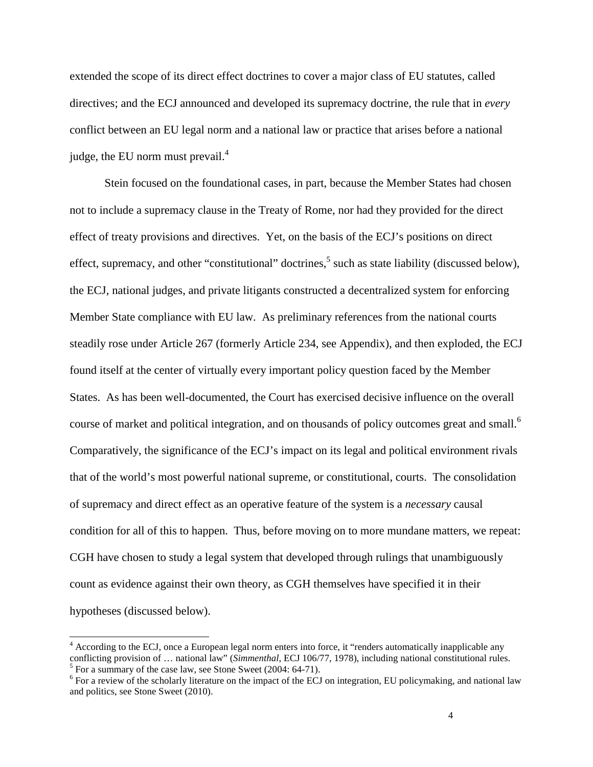extended the scope of its direct effect doctrines to cover a major class of EU statutes, called directives; and the ECJ announced and developed its supremacy doctrine, the rule that in *every* conflict between an EU legal norm and a national law or practice that arises before a national judge, the EU norm must prevail.[4]

Stein focused on the foundational cases, in part, because the Member States had chosen not to include a supremacy clause in the Treaty of Rome, nor had they provided for the direct effect of treaty provisions and directives. Yet, on the basis of the ECJ's positions on direct effect, supremacy, and other "constitutional" doctrines,[5] such as state liability (discussed below), the ECJ, national judges, and private litigants constructed a decentralized system for enforcing Member State compliance with EU law. As preliminary references from the national courts steadily rose under Article 267 (formerly Article 234, see Appendix), and then exploded, the ECJ found itself at the center of virtually every important policy question faced by the Member States. As has been well-documented, the Court has exercised decisive influence on the overall course of market and political integration, and on thousands of policy outcomes great and small.[6] Comparatively, the significance of the ECJ's impact on its legal and political environment rivals that of the world's most powerful national supreme, or constitutional, courts. The consolidation of supremacy and direct effect as an operative feature of the system is a *necessary* causal condition for all of this to happen. Thus, before moving on to more mundane matters, we repeat: CGH have chosen to study a legal system that developed through rulings that unambiguously count as evidence against their own theory, as CGH themselves have specified it in their hypotheses (discussed below).

---

[4] According to the ECJ, once a European legal norm enters into force, it "renders automatically inapplicable any conflicting provision of … national law" (*Simmenthal*, ECJ 106/77, 1978), including national constitutional rules.

[5] For a summary of the case law, see Stone Sweet (2004: 64-71).

[6] For a review of the scholarly literature on the impact of the ECJ on integration, EU policymaking, and national law and politics, see Stone Sweet (2010).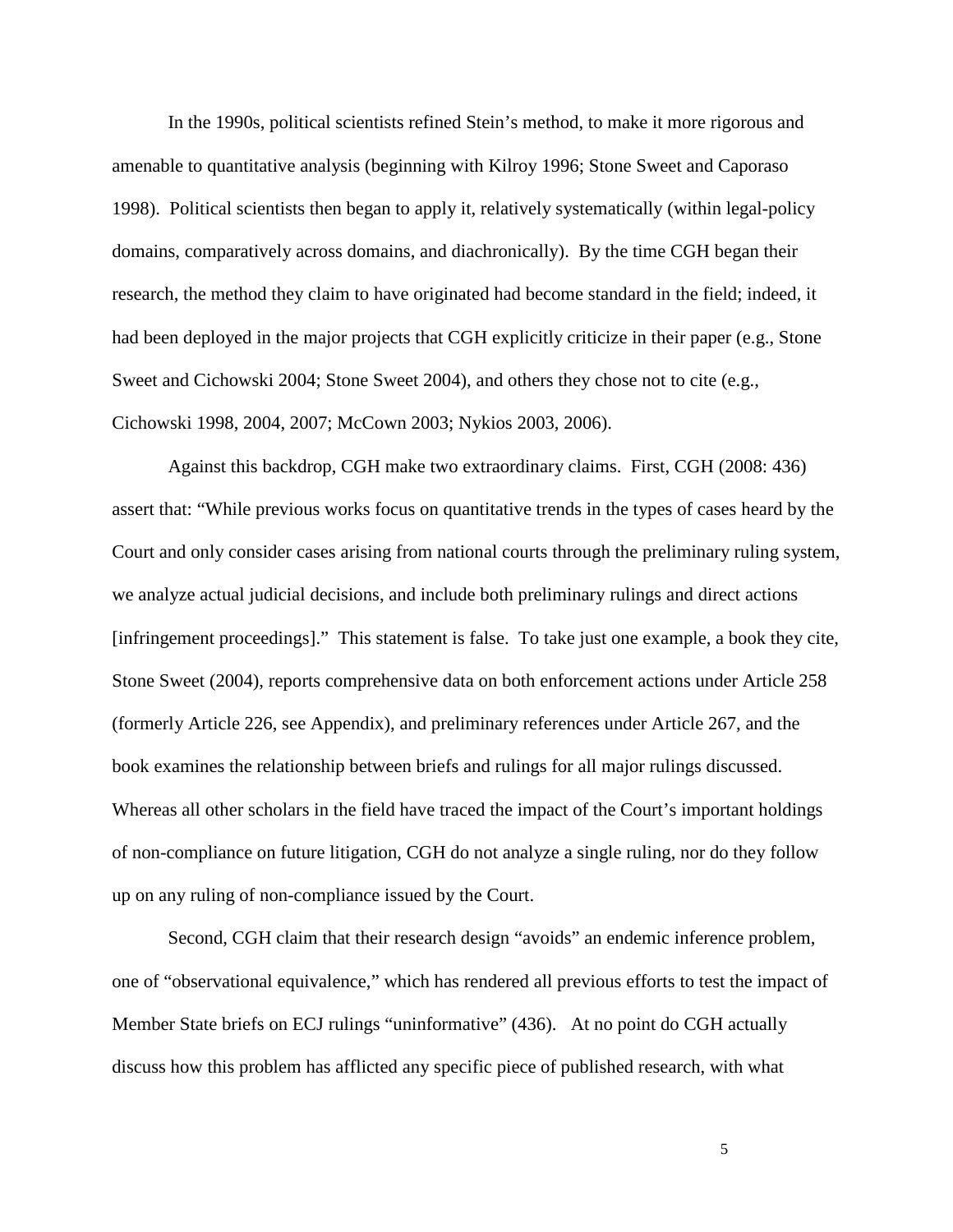In the 1990s, political scientists refined Stein's method, to make it more rigorous and amenable to quantitative analysis (beginning with Kilroy 1996; Stone Sweet and Caporaso 1998). Political scientists then began to apply it, relatively systematically (within legal-policy domains, comparatively across domains, and diachronically). By the time CGH began their research, the method they claim to have originated had become standard in the field; indeed, it had been deployed in the major projects that CGH explicitly criticize in their paper (e.g., Stone Sweet and Cichowski 2004; Stone Sweet 2004), and others they chose not to cite (e.g., Cichowski 1998, 2004, 2007; McCown 2003; Nykios 2003, 2006).

Against this backdrop, CGH make two extraordinary claims. First, CGH (2008: 436) assert that: "While previous works focus on quantitative trends in the types of cases heard by the Court and only consider cases arising from national courts through the preliminary ruling system, we analyze actual judicial decisions, and include both preliminary rulings and direct actions [infringement proceedings]." This statement is false. To take just one example, a book they cite, Stone Sweet (2004), reports comprehensive data on both enforcement actions under Article 258 (formerly Article 226, see Appendix), and preliminary references under Article 267, and the book examines the relationship between briefs and rulings for all major rulings discussed. Whereas all other scholars in the field have traced the impact of the Court's important holdings of non-compliance on future litigation, CGH do not analyze a single ruling, nor do they follow up on any ruling of non-compliance issued by the Court.

Second, CGH claim that their research design "avoids" an endemic inference problem, one of "observational equivalence," which has rendered all previous efforts to test the impact of Member State briefs on ECJ rulings "uninformative" (436). At no point do CGH actually discuss how this problem has afflicted any specific piece of published research, with what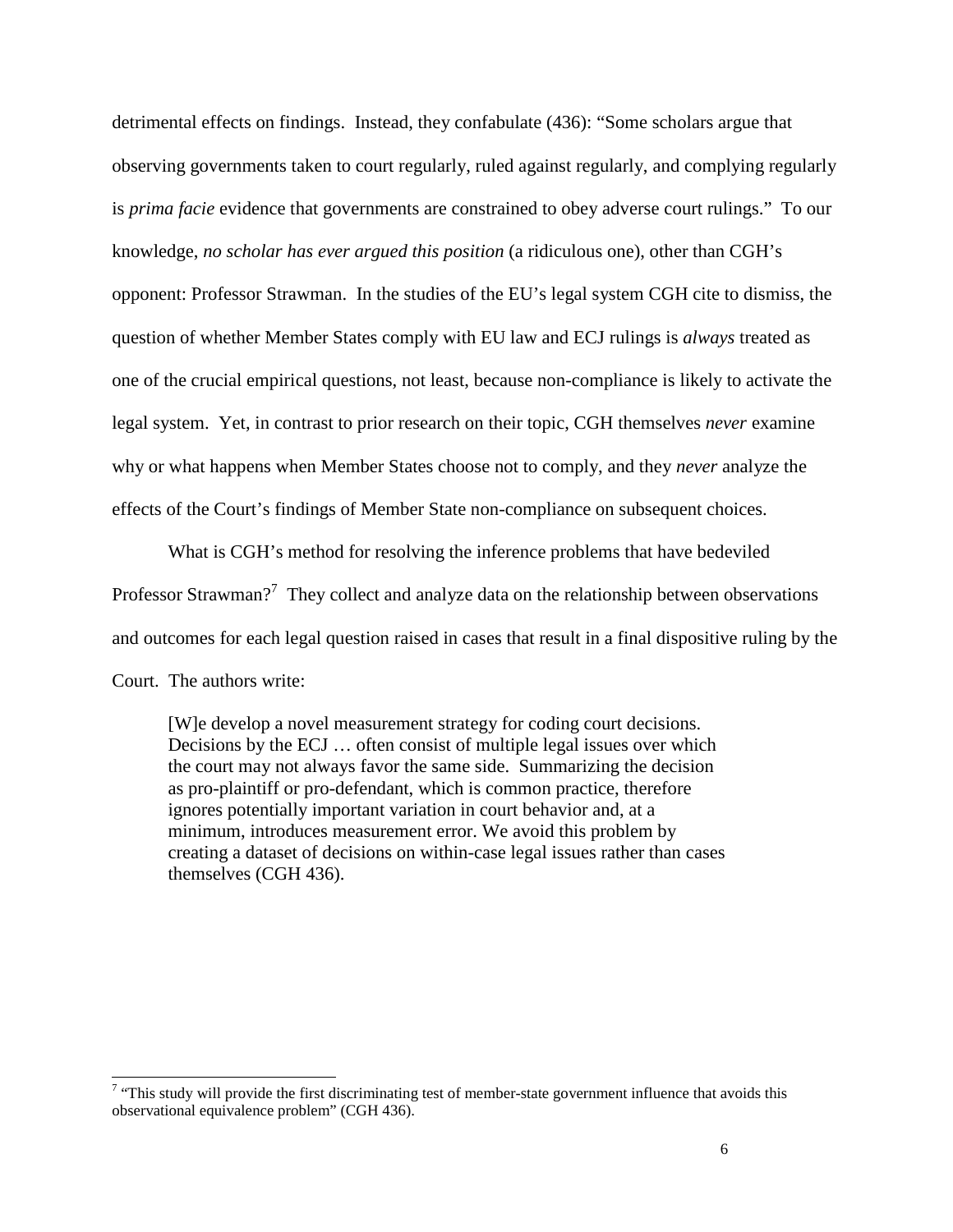detrimental effects on findings. Instead, they confabulate (436): "Some scholars argue that observing governments taken to court regularly, ruled against regularly, and complying regularly is *prima facie* evidence that governments are constrained to obey adverse court rulings." To our knowledge, *no scholar has ever argued this position* (a ridiculous one), other than CGH's opponent: Professor Strawman. In the studies of the EU's legal system CGH cite to dismiss, the question of whether Member States comply with EU law and ECJ rulings is *always* treated as one of the crucial empirical questions, not least, because non-compliance is likely to activate the legal system. Yet, in contrast to prior research on their topic, CGH themselves *never* examine why or what happens when Member States choose not to comply, and they *never* analyze the effects of the Court's findings of Member State non-compliance on subsequent choices.

What is CGH's method for resolving the inference problems that have bedeviled Professor Strawman?[7] They collect and analyze data on the relationship between observations and outcomes for each legal question raised in cases that result in a final dispositive ruling by the Court. The authors write:

> [W]e develop a novel measurement strategy for coding court decisions. Decisions by the ECJ … often consist of multiple legal issues over which the court may not always favor the same side. Summarizing the decision as pro-plaintiff or pro-defendant, which is common practice, therefore ignores potentially important variation in court behavior and, at a minimum, introduces measurement error. We avoid this problem by creating a dataset of decisions on within-case legal issues rather than cases themselves (CGH 436).

[7] "This study will provide the first discriminating test of member-state government influence that avoids this observational equivalence problem" (CGH 436).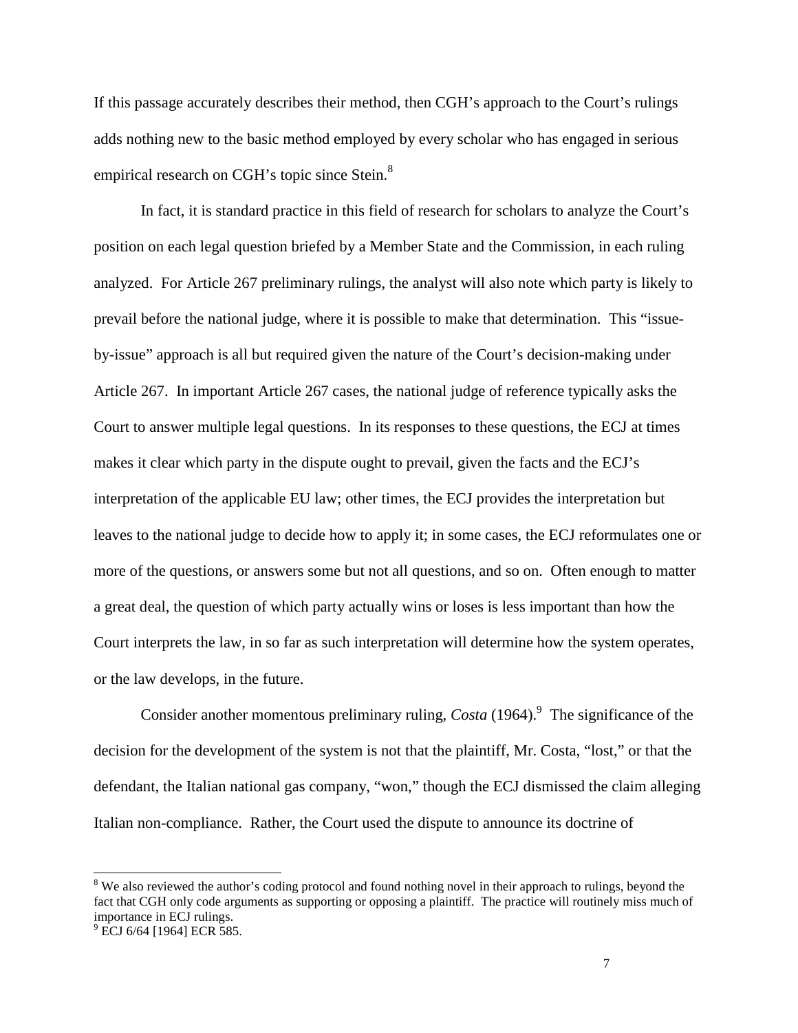If this passage accurately describes their method, then CGH's approach to the Court's rulings adds nothing new to the basic method employed by every scholar who has engaged in serious empirical research on CGH's topic since Stein.[8]

In fact, it is standard practice in this field of research for scholars to analyze the Court's position on each legal question briefed by a Member State and the Commission, in each ruling analyzed. For Article 267 preliminary rulings, the analyst will also note which party is likely to prevail before the national judge, where it is possible to make that determination. This "issue-by-issue" approach is all but required given the nature of the Court's decision-making under Article 267. In important Article 267 cases, the national judge of reference typically asks the Court to answer multiple legal questions. In its responses to these questions, the ECJ at times makes it clear which party in the dispute ought to prevail, given the facts and the ECJ's interpretation of the applicable EU law; other times, the ECJ provides the interpretation but leaves to the national judge to decide how to apply it; in some cases, the ECJ reformulates one or more of the questions, or answers some but not all questions, and so on. Often enough to matter a great deal, the question of which party actually wins or loses is less important than how the Court interprets the law, in so far as such interpretation will determine how the system operates, or the law develops, in the future.

Consider another momentous preliminary ruling, *Costa* (1964).[9] The significance of the decision for the development of the system is not that the plaintiff, Mr. Costa, "lost," or that the defendant, the Italian national gas company, "won," though the ECJ dismissed the claim alleging Italian non-compliance. Rather, the Court used the dispute to announce its doctrine of

---

[8] We also reviewed the author's coding protocol and found nothing novel in their approach to rulings, beyond the fact that CGH only code arguments as supporting or opposing a plaintiff. The practice will routinely miss much of importance in ECJ rulings.

[9] ECJ 6/64 [1964] ECR 585.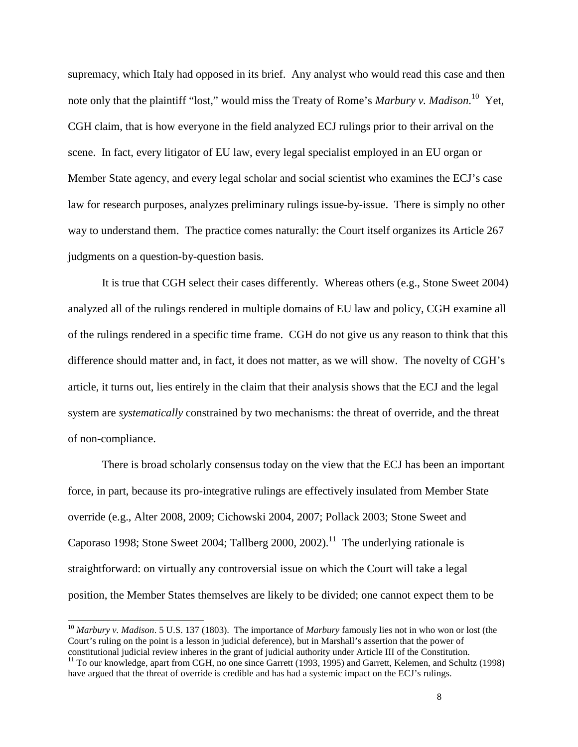supremacy, which Italy had opposed in its brief. Any analyst who would read this case and then note only that the plaintiff "lost," would miss the Treaty of Rome's *Marbury v. Madison*.[10] Yet, CGH claim, that is how everyone in the field analyzed ECJ rulings prior to their arrival on the scene. In fact, every litigator of EU law, every legal specialist employed in an EU organ or Member State agency, and every legal scholar and social scientist who examines the ECJ's case law for research purposes, analyzes preliminary rulings issue-by-issue. There is simply no other way to understand them. The practice comes naturally: the Court itself organizes its Article 267 judgments on a question-by-question basis.

It is true that CGH select their cases differently. Whereas others (e.g., Stone Sweet 2004) analyzed all of the rulings rendered in multiple domains of EU law and policy, CGH examine all of the rulings rendered in a specific time frame. CGH do not give us any reason to think that this difference should matter and, in fact, it does not matter, as we will show. The novelty of CGH's article, it turns out, lies entirely in the claim that their analysis shows that the ECJ and the legal system are *systematically* constrained by two mechanisms: the threat of override, and the threat of non-compliance.

There is broad scholarly consensus today on the view that the ECJ has been an important force, in part, because its pro-integrative rulings are effectively insulated from Member State override (e.g., Alter 2008, 2009; Cichowski 2004, 2007; Pollack 2003; Stone Sweet and Caporaso 1998; Stone Sweet 2004; Tallberg 2000, 2002).[11] The underlying rationale is straightforward: on virtually any controversial issue on which the Court will take a legal position, the Member States themselves are likely to be divided; one cannot expect them to be

---

[10] *Marbury v. Madison*. 5 U.S. 137 (1803). The importance of *Marbury* famously lies not in who won or lost (the Court's ruling on the point is a lesson in judicial deference), but in Marshall's assertion that the power of constitutional judicial review inheres in the grant of judicial authority under Article III of the Constitution.

[11] To our knowledge, apart from CGH, no one since Garrett (1993, 1995) and Garrett, Kelemen, and Schultz (1998) have argued that the threat of override is credible and has had a systemic impact on the ECJ's rulings.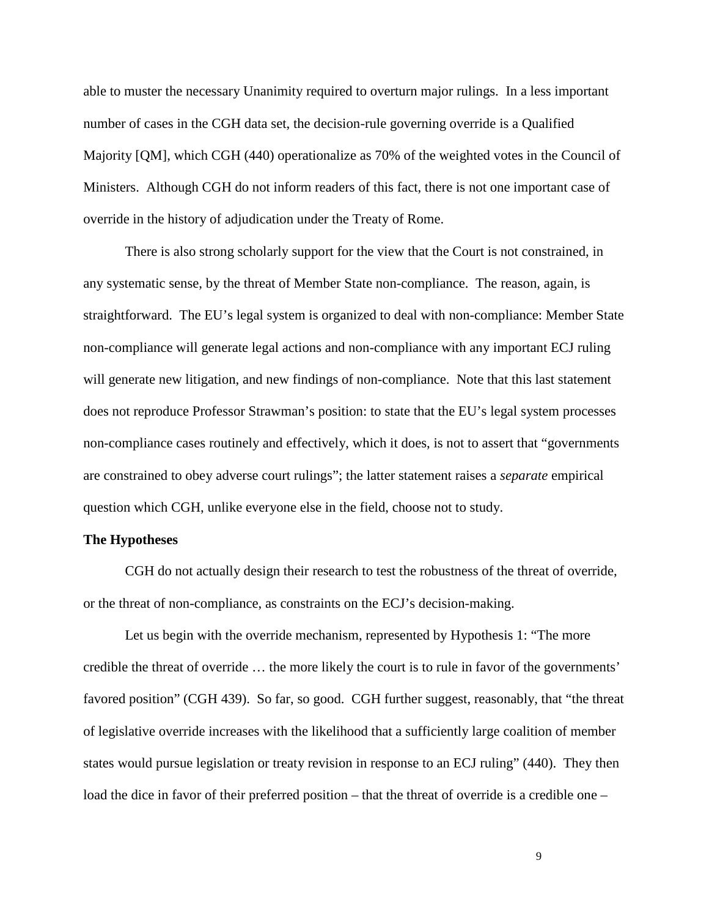able to muster the necessary Unanimity required to overturn major rulings. In a less important number of cases in the CGH data set, the decision-rule governing override is a Qualified Majority [QM], which CGH (440) operationalize as 70% of the weighted votes in the Council of Ministers. Although CGH do not inform readers of this fact, there is not one important case of override in the history of adjudication under the Treaty of Rome.

There is also strong scholarly support for the view that the Court is not constrained, in any systematic sense, by the threat of Member State non-compliance. The reason, again, is straightforward. The EU's legal system is organized to deal with non-compliance: Member State non-compliance will generate legal actions and non-compliance with any important ECJ ruling will generate new litigation, and new findings of non-compliance. Note that this last statement does not reproduce Professor Strawman's position: to state that the EU's legal system processes non-compliance cases routinely and effectively, which it does, is not to assert that "governments are constrained to obey adverse court rulings"; the latter statement raises a *separate* empirical question which CGH, unlike everyone else in the field, choose not to study.

**The Hypotheses**

CGH do not actually design their research to test the robustness of the threat of override, or the threat of non-compliance, as constraints on the ECJ's decision-making.

Let us begin with the override mechanism, represented by Hypothesis 1: "The more credible the threat of override … the more likely the court is to rule in favor of the governments' favored position" (CGH 439). So far, so good. CGH further suggest, reasonably, that "the threat of legislative override increases with the likelihood that a sufficiently large coalition of member states would pursue legislation or treaty revision in response to an ECJ ruling" (440). They then load the dice in favor of their preferred position – that the threat of override is a credible one –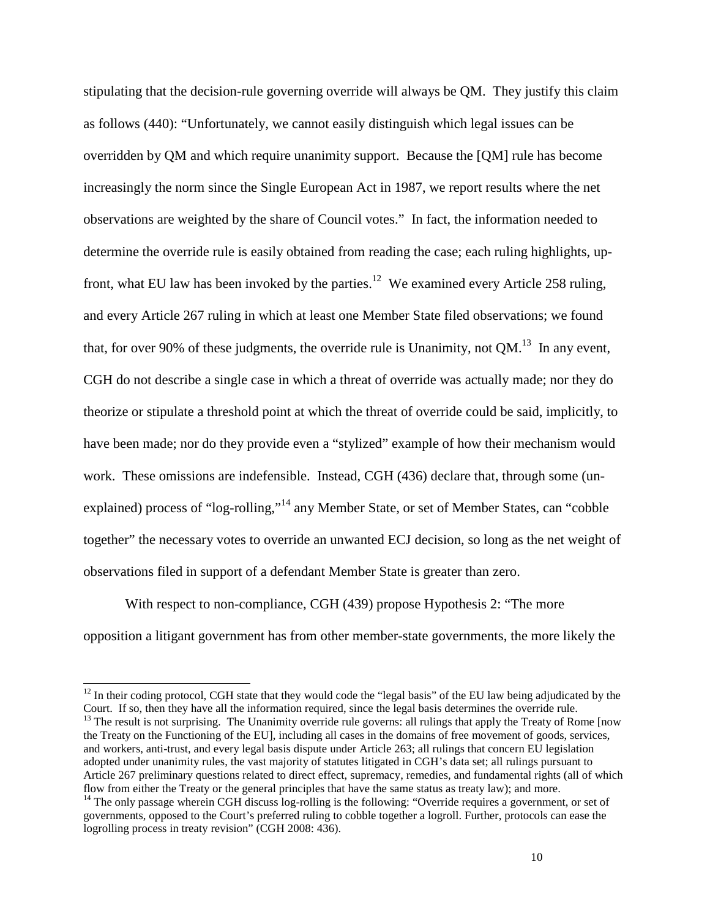stipulating that the decision-rule governing override will always be QM. They justify this claim as follows (440): "Unfortunately, we cannot easily distinguish which legal issues can be overridden by QM and which require unanimity support. Because the [QM] rule has become increasingly the norm since the Single European Act in 1987, we report results where the net observations are weighted by the share of Council votes." In fact, the information needed to determine the override rule is easily obtained from reading the case; each ruling highlights, up-front, what EU law has been invoked by the parties.[12] We examined every Article 258 ruling, and every Article 267 ruling in which at least one Member State filed observations; we found that, for over 90% of these judgments, the override rule is Unanimity, not QM.[13] In any event, CGH do not describe a single case in which a threat of override was actually made; nor they do theorize or stipulate a threshold point at which the threat of override could be said, implicitly, to have been made; nor do they provide even a "stylized" example of how their mechanism would work. These omissions are indefensible. Instead, CGH (436) declare that, through some (un-explained) process of "log-rolling,"[14] any Member State, or set of Member States, can "cobble together" the necessary votes to override an unwanted ECJ decision, so long as the net weight of observations filed in support of a defendant Member State is greater than zero.

With respect to non-compliance, CGH (439) propose Hypothesis 2: "The more opposition a litigant government has from other member-state governments, the more likely the

---

[12] In their coding protocol, CGH state that they would code the "legal basis" of the EU law being adjudicated by the Court. If so, then they have all the information required, since the legal basis determines the override rule.

[13] The result is not surprising. The Unanimity override rule governs: all rulings that apply the Treaty of Rome [now the Treaty on the Functioning of the EU], including all cases in the domains of free movement of goods, services, and workers, anti-trust, and every legal basis dispute under Article 263; all rulings that concern EU legislation adopted under unanimity rules, the vast majority of statutes litigated in CGH's data set; all rulings pursuant to Article 267 preliminary questions related to direct effect, supremacy, remedies, and fundamental rights (all of which flow from either the Treaty or the general principles that have the same status as treaty law); and more.

[14] The only passage wherein CGH discuss log-rolling is the following: "Override requires a government, or set of governments, opposed to the Court's preferred ruling to cobble together a logroll. Further, protocols can ease the logrolling process in treaty revision" (CGH 2008: 436).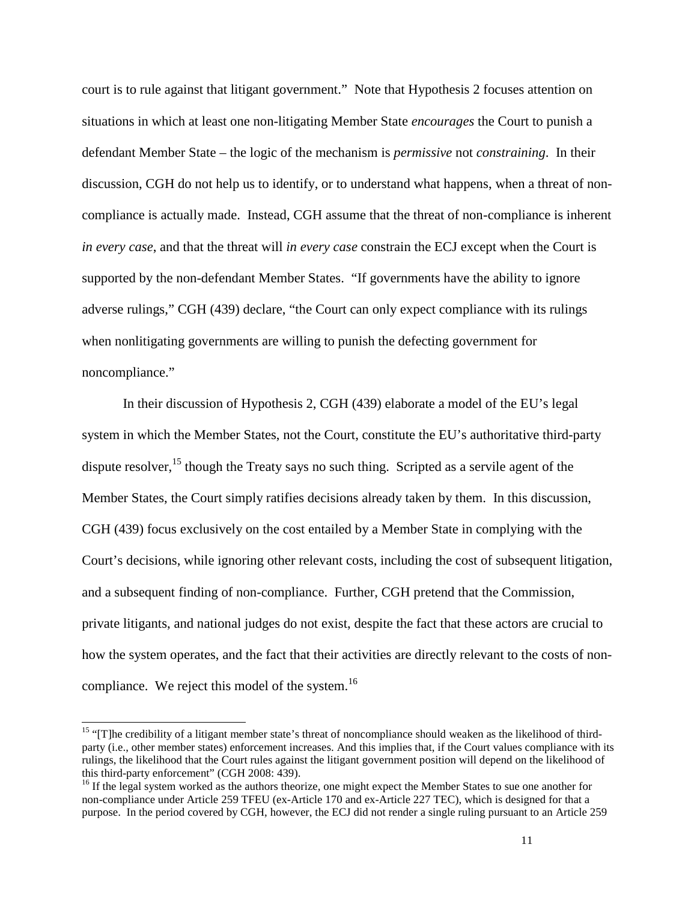court is to rule against that litigant government." Note that Hypothesis 2 focuses attention on situations in which at least one non-litigating Member State *encourages* the Court to punish a defendant Member State – the logic of the mechanism is *permissive* not *constraining*. In their discussion, CGH do not help us to identify, or to understand what happens, when a threat of non-compliance is actually made. Instead, CGH assume that the threat of non-compliance is inherent *in every case*, and that the threat will *in every case* constrain the ECJ except when the Court is supported by the non-defendant Member States. "If governments have the ability to ignore adverse rulings," CGH (439) declare, "the Court can only expect compliance with its rulings when nonlitigating governments are willing to punish the defecting government for noncompliance."

In their discussion of Hypothesis 2, CGH (439) elaborate a model of the EU's legal system in which the Member States, not the Court, constitute the EU's authoritative third-party dispute resolver,[15] though the Treaty says no such thing. Scripted as a servile agent of the Member States, the Court simply ratifies decisions already taken by them. In this discussion, CGH (439) focus exclusively on the cost entailed by a Member State in complying with the Court's decisions, while ignoring other relevant costs, including the cost of subsequent litigation, and a subsequent finding of non-compliance. Further, CGH pretend that the Commission, private litigants, and national judges do not exist, despite the fact that these actors are crucial to how the system operates, and the fact that their activities are directly relevant to the costs of non-compliance. We reject this model of the system.[16]

---

[15] "[T]he credibility of a litigant member state's threat of noncompliance should weaken as the likelihood of third-party (i.e., other member states) enforcement increases. And this implies that, if the Court values compliance with its rulings, the likelihood that the Court rules against the litigant government position will depend on the likelihood of this third-party enforcement" (CGH 2008: 439).

[16] If the legal system worked as the authors theorize, one might expect the Member States to sue one another for non-compliance under Article 259 TFEU (ex-Article 170 and ex-Article 227 TEC), which is designed for that a purpose. In the period covered by CGH, however, the ECJ did not render a single ruling pursuant to an Article 259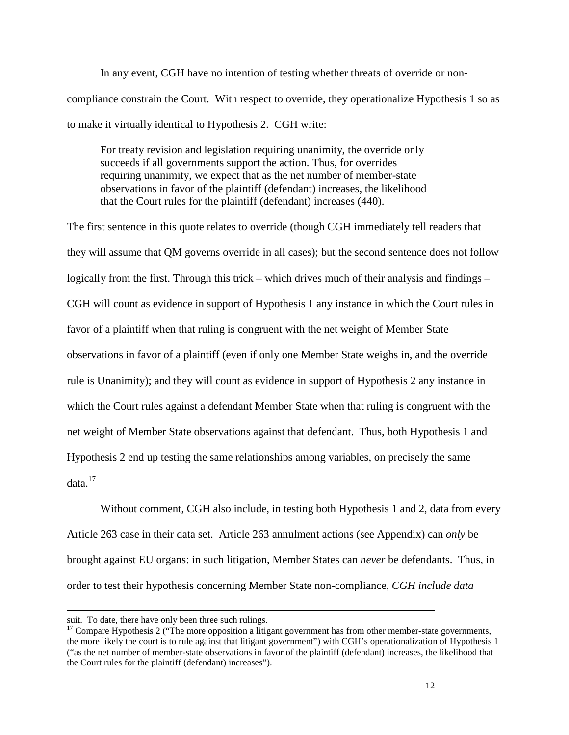In any event, CGH have no intention of testing whether threats of override or non-compliance constrain the Court. With respect to override, they operationalize Hypothesis 1 so as to make it virtually identical to Hypothesis 2. CGH write:

> For treaty revision and legislation requiring unanimity, the override only succeeds if all governments support the action. Thus, for overrides requiring unanimity, we expect that as the net number of member-state observations in favor of the plaintiff (defendant) increases, the likelihood that the Court rules for the plaintiff (defendant) increases (440).

The first sentence in this quote relates to override (though CGH immediately tell readers that they will assume that QM governs override in all cases); but the second sentence does not follow logically from the first. Through this trick – which drives much of their analysis and findings – CGH will count as evidence in support of Hypothesis 1 any instance in which the Court rules in favor of a plaintiff when that ruling is congruent with the net weight of Member State observations in favor of a plaintiff (even if only one Member State weighs in, and the override rule is Unanimity); and they will count as evidence in support of Hypothesis 2 any instance in which the Court rules against a defendant Member State when that ruling is congruent with the net weight of Member State observations against that defendant. Thus, both Hypothesis 1 and Hypothesis 2 end up testing the same relationships among variables, on precisely the same data.[17]

Without comment, CGH also include, in testing both Hypothesis 1 and 2, data from every Article 263 case in their data set. Article 263 annulment actions (see Appendix) can *only* be brought against EU organs: in such litigation, Member States can *never* be defendants. Thus, in order to test their hypothesis concerning Member State non-compliance, *CGH include data*

---

suit. To date, there have only been three such rulings.

[17] Compare Hypothesis 2 ("The more opposition a litigant government has from other member-state governments, the more likely the court is to rule against that litigant government") with CGH's operationalization of Hypothesis 1 ("as the net number of member-state observations in favor of the plaintiff (defendant) increases, the likelihood that the Court rules for the plaintiff (defendant) increases").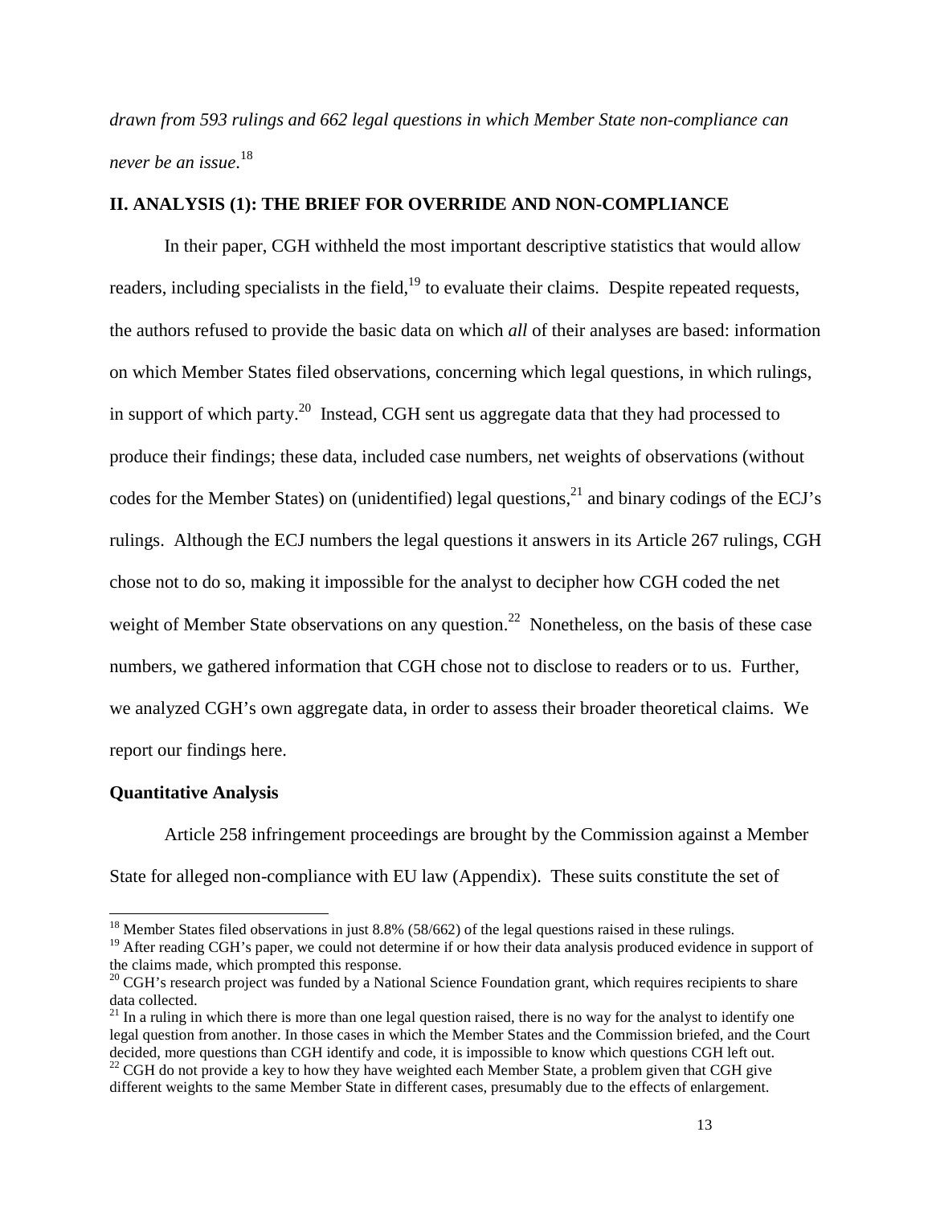*drawn from 593 rulings and 662 legal questions in which Member State non-compliance can never be an issue*.[18]

## II. ANALYSIS (1): THE BRIEF FOR OVERRIDE AND NON-COMPLIANCE

In their paper, CGH withheld the most important descriptive statistics that would allow readers, including specialists in the field,[19] to evaluate their claims. Despite repeated requests, the authors refused to provide the basic data on which *all* of their analyses are based: information on which Member States filed observations, concerning which legal questions, in which rulings, in support of which party.[20] Instead, CGH sent us aggregate data that they had processed to produce their findings; these data, included case numbers, net weights of observations (without codes for the Member States) on (unidentified) legal questions,[21] and binary codings of the ECJ's rulings. Although the ECJ numbers the legal questions it answers in its Article 267 rulings, CGH chose not to do so, making it impossible for the analyst to decipher how CGH coded the net weight of Member State observations on any question.[22] Nonetheless, on the basis of these case numbers, we gathered information that CGH chose not to disclose to readers or to us. Further, we analyzed CGH's own aggregate data, in order to assess their broader theoretical claims. We report our findings here.

### Quantitative Analysis

Article 258 infringement proceedings are brought by the Commission against a Member State for alleged non-compliance with EU law (Appendix). These suits constitute the set of

---

[18] Member States filed observations in just 8.8% (58/662) of the legal questions raised in these rulings.

[19] After reading CGH's paper, we could not determine if or how their data analysis produced evidence in support of the claims made, which prompted this response.

[20] CGH's research project was funded by a National Science Foundation grant, which requires recipients to share data collected.

[21] In a ruling in which there is more than one legal question raised, there is no way for the analyst to identify one legal question from another. In those cases in which the Member States and the Commission briefed, and the Court decided, more questions than CGH identify and code, it is impossible to know which questions CGH left out.

[22] CGH do not provide a key to how they have weighted each Member State, a problem given that CGH give different weights to the same Member State in different cases, presumably due to the effects of enlargement.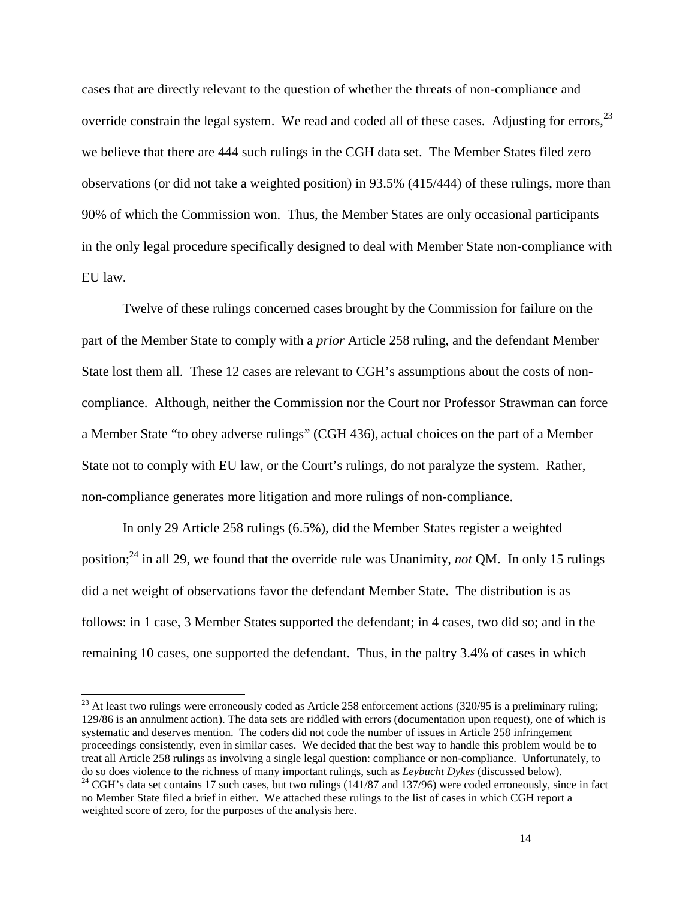cases that are directly relevant to the question of whether the threats of non-compliance and override constrain the legal system. We read and coded all of these cases. Adjusting for errors,[23] we believe that there are 444 such rulings in the CGH data set. The Member States filed zero observations (or did not take a weighted position) in 93.5% (415/444) of these rulings, more than 90% of which the Commission won. Thus, the Member States are only occasional participants in the only legal procedure specifically designed to deal with Member State non-compliance with EU law.

Twelve of these rulings concerned cases brought by the Commission for failure on the part of the Member State to comply with a *prior* Article 258 ruling, and the defendant Member State lost them all. These 12 cases are relevant to CGH's assumptions about the costs of non-compliance. Although, neither the Commission nor the Court nor Professor Strawman can force a Member State "to obey adverse rulings" (CGH 436), actual choices on the part of a Member State not to comply with EU law, or the Court's rulings, do not paralyze the system. Rather, non-compliance generates more litigation and more rulings of non-compliance.

In only 29 Article 258 rulings (6.5%), did the Member States register a weighted position;[24] in all 29, we found that the override rule was Unanimity, *not* QM. In only 15 rulings did a net weight of observations favor the defendant Member State. The distribution is as follows: in 1 case, 3 Member States supported the defendant; in 4 cases, two did so; and in the remaining 10 cases, one supported the defendant. Thus, in the paltry 3.4% of cases in which

---

[23] At least two rulings were erroneously coded as Article 258 enforcement actions (320/95 is a preliminary ruling; 129/86 is an annulment action). The data sets are riddled with errors (documentation upon request), one of which is systematic and deserves mention. The coders did not code the number of issues in Article 258 infringement proceedings consistently, even in similar cases. We decided that the best way to handle this problem would be to treat all Article 258 rulings as involving a single legal question: compliance or non-compliance. Unfortunately, to do so does violence to the richness of many important rulings, such as *Leybucht Dykes* (discussed below).

[24] CGH's data set contains 17 such cases, but two rulings (141/87 and 137/96) were coded erroneously, since in fact no Member State filed a brief in either. We attached these rulings to the list of cases in which CGH report a weighted score of zero, for the purposes of the analysis here.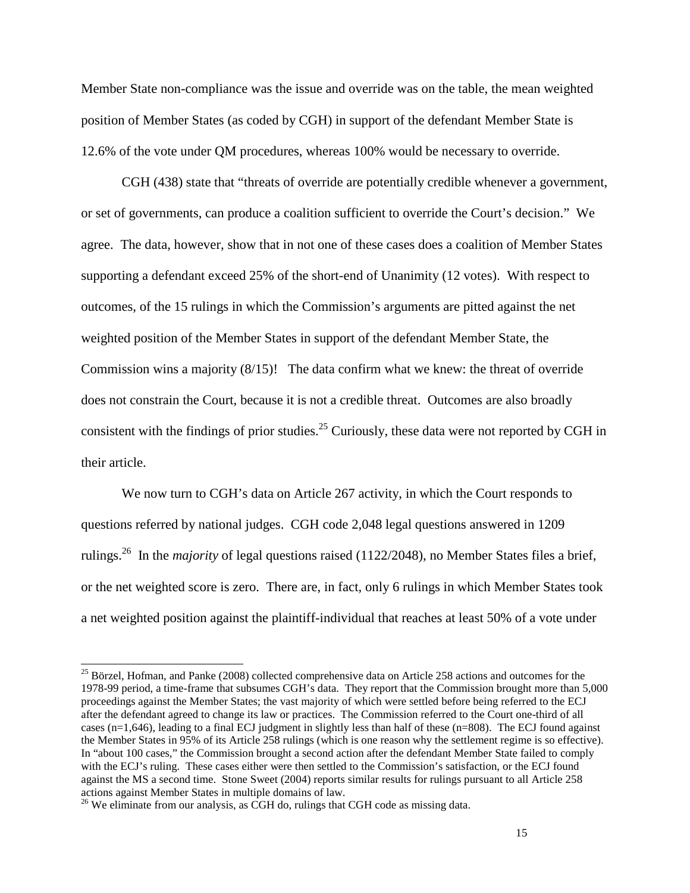Member State non-compliance was the issue and override was on the table, the mean weighted position of Member States (as coded by CGH) in support of the defendant Member State is 12.6% of the vote under QM procedures, whereas 100% would be necessary to override.

CGH (438) state that "threats of override are potentially credible whenever a government, or set of governments, can produce a coalition sufficient to override the Court's decision." We agree. The data, however, show that in not one of these cases does a coalition of Member States supporting a defendant exceed 25% of the short-end of Unanimity (12 votes). With respect to outcomes, of the 15 rulings in which the Commission's arguments are pitted against the net weighted position of the Member States in support of the defendant Member State, the Commission wins a majority (8/15)! The data confirm what we knew: the threat of override does not constrain the Court, because it is not a credible threat. Outcomes are also broadly consistent with the findings of prior studies.[25] Curiously, these data were not reported by CGH in their article.

We now turn to CGH's data on Article 267 activity, in which the Court responds to questions referred by national judges. CGH code 2,048 legal questions answered in 1209 rulings.[26] In the *majority* of legal questions raised (1122/2048), no Member States files a brief, or the net weighted score is zero. There are, in fact, only 6 rulings in which Member States took a net weighted position against the plaintiff-individual that reaches at least 50% of a vote under

---

[25] Börzel, Hofman, and Panke (2008) collected comprehensive data on Article 258 actions and outcomes for the 1978-99 period, a time-frame that subsumes CGH's data. They report that the Commission brought more than 5,000 proceedings against the Member States; the vast majority of which were settled before being referred to the ECJ after the defendant agreed to change its law or practices. The Commission referred to the Court one-third of all cases (n=1,646), leading to a final ECJ judgment in slightly less than half of these (n=808). The ECJ found against the Member States in 95% of its Article 258 rulings (which is one reason why the settlement regime is so effective). In "about 100 cases," the Commission brought a second action after the defendant Member State failed to comply with the ECJ's ruling. These cases either were then settled to the Commission's satisfaction, or the ECJ found against the MS a second time. Stone Sweet (2004) reports similar results for rulings pursuant to all Article 258 actions against Member States in multiple domains of law.

[26] We eliminate from our analysis, as CGH do, rulings that CGH code as missing data.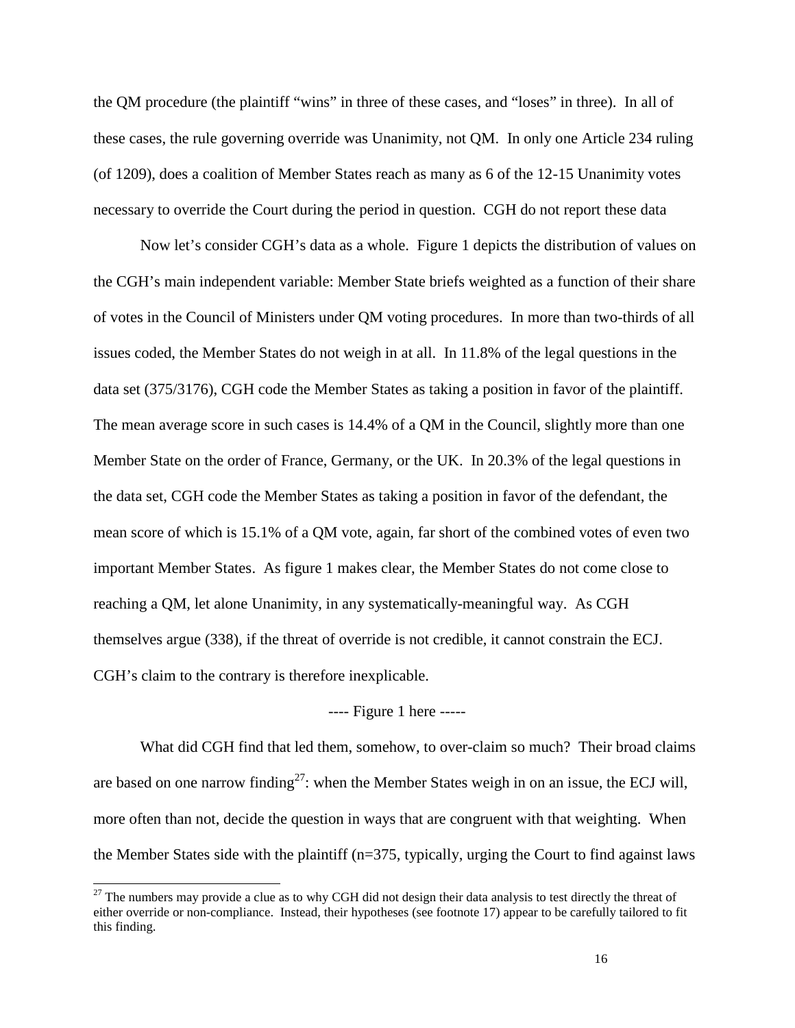the QM procedure (the plaintiff "wins" in three of these cases, and "loses" in three). In all of these cases, the rule governing override was Unanimity, not QM. In only one Article 234 ruling (of 1209), does a coalition of Member States reach as many as 6 of the 12-15 Unanimity votes necessary to override the Court during the period in question. CGH do not report these data

Now let's consider CGH's data as a whole. Figure 1 depicts the distribution of values on the CGH's main independent variable: Member State briefs weighted as a function of their share of votes in the Council of Ministers under QM voting procedures. In more than two-thirds of all issues coded, the Member States do not weigh in at all. In 11.8% of the legal questions in the data set (375/3176), CGH code the Member States as taking a position in favor of the plaintiff. The mean average score in such cases is 14.4% of a QM in the Council, slightly more than one Member State on the order of France, Germany, or the UK. In 20.3% of the legal questions in the data set, CGH code the Member States as taking a position in favor of the defendant, the mean score of which is 15.1% of a QM vote, again, far short of the combined votes of even two important Member States. As figure 1 makes clear, the Member States do not come close to reaching a QM, let alone Unanimity, in any systematically-meaningful way. As CGH themselves argue (338), if the threat of override is not credible, it cannot constrain the ECJ. CGH's claim to the contrary is therefore inexplicable.

---- Figure 1 here -----

What did CGH find that led them, somehow, to over-claim so much? Their broad claims are based on one narrow finding[27]: when the Member States weigh in on an issue, the ECJ will, more often than not, decide the question in ways that are congruent with that weighting. When the Member States side with the plaintiff (n=375, typically, urging the Court to find against laws

[27] The numbers may provide a clue as to why CGH did not design their data analysis to test directly the threat of either override or non-compliance. Instead, their hypotheses (see footnote 17) appear to be carefully tailored to fit this finding.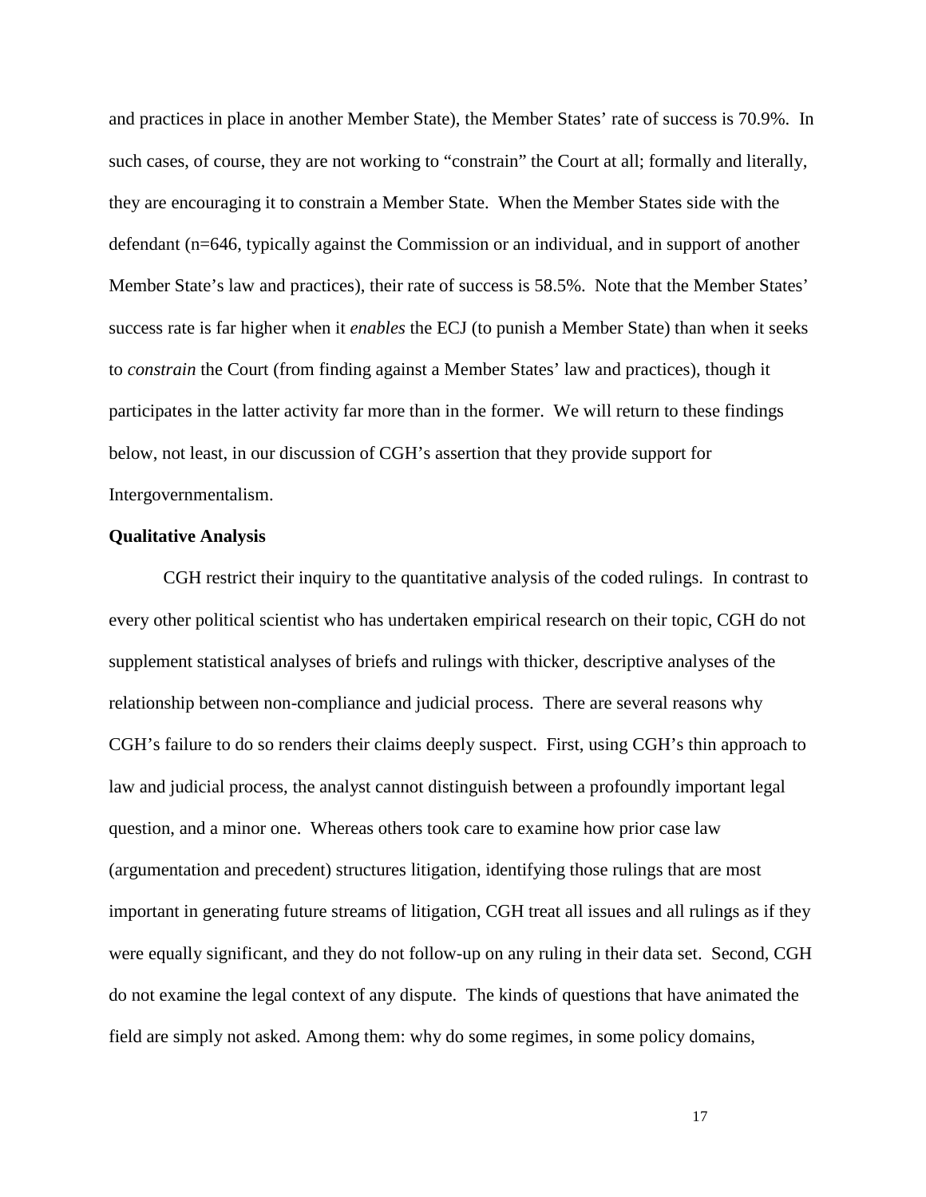and practices in place in another Member State), the Member States' rate of success is 70.9%. In such cases, of course, they are not working to "constrain" the Court at all; formally and literally, they are encouraging it to constrain a Member State. When the Member States side with the defendant (n=646, typically against the Commission or an individual, and in support of another Member State's law and practices), their rate of success is 58.5%. Note that the Member States' success rate is far higher when it *enables* the ECJ (to punish a Member State) than when it seeks to *constrain* the Court (from finding against a Member States' law and practices), though it participates in the latter activity far more than in the former. We will return to these findings below, not least, in our discussion of CGH's assertion that they provide support for Intergovernmentalism.

**Qualitative Analysis**

CGH restrict their inquiry to the quantitative analysis of the coded rulings. In contrast to every other political scientist who has undertaken empirical research on their topic, CGH do not supplement statistical analyses of briefs and rulings with thicker, descriptive analyses of the relationship between non-compliance and judicial process. There are several reasons why CGH's failure to do so renders their claims deeply suspect. First, using CGH's thin approach to law and judicial process, the analyst cannot distinguish between a profoundly important legal question, and a minor one. Whereas others took care to examine how prior case law (argumentation and precedent) structures litigation, identifying those rulings that are most important in generating future streams of litigation, CGH treat all issues and all rulings as if they were equally significant, and they do not follow-up on any ruling in their data set. Second, CGH do not examine the legal context of any dispute. The kinds of questions that have animated the field are simply not asked. Among them: why do some regimes, in some policy domains,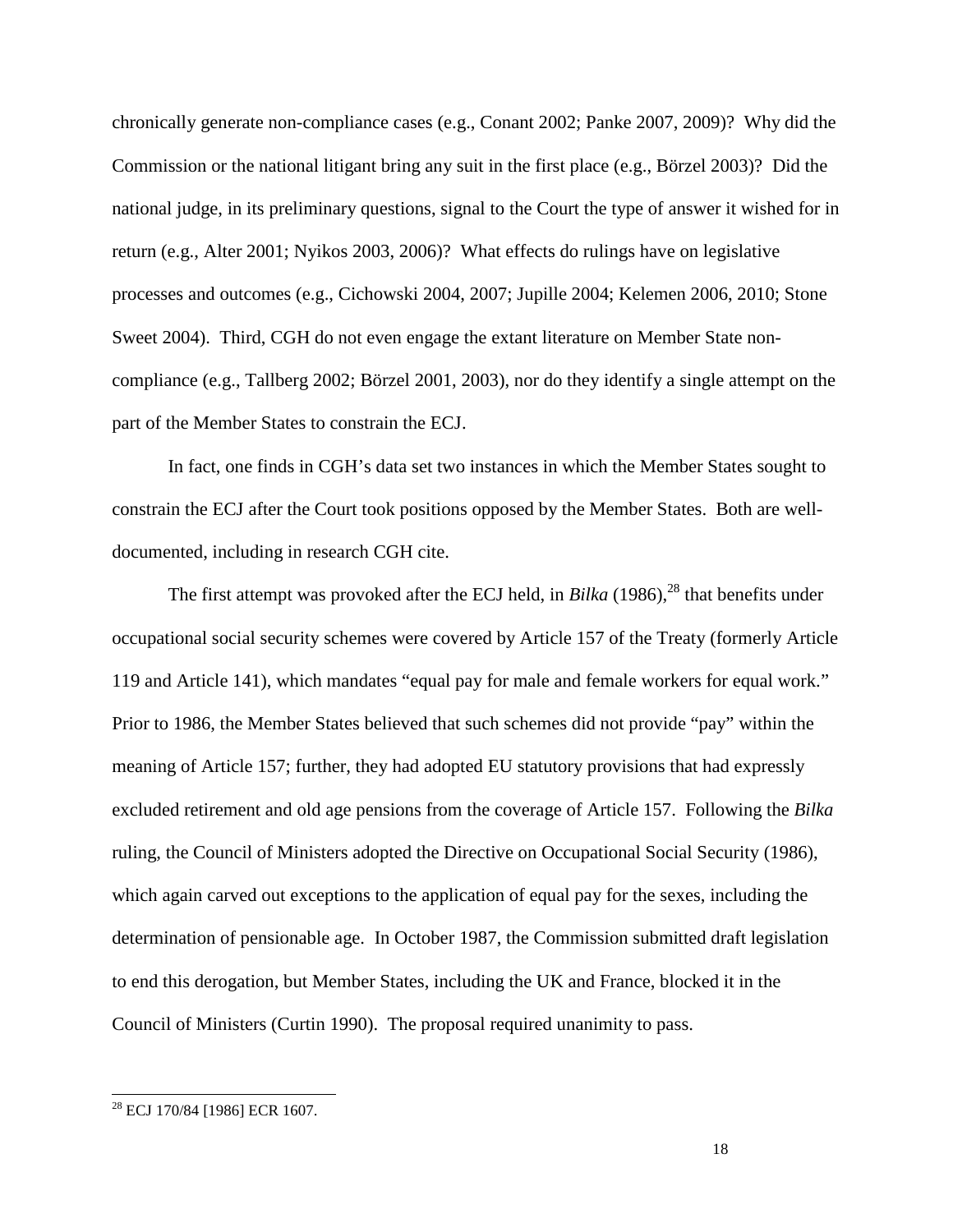chronically generate non-compliance cases (e.g., Conant 2002; Panke 2007, 2009)? Why did the Commission or the national litigant bring any suit in the first place (e.g., Börzel 2003)? Did the national judge, in its preliminary questions, signal to the Court the type of answer it wished for in return (e.g., Alter 2001; Nyikos 2003, 2006)? What effects do rulings have on legislative processes and outcomes (e.g., Cichowski 2004, 2007; Jupille 2004; Kelemen 2006, 2010; Stone Sweet 2004). Third, CGH do not even engage the extant literature on Member State non-compliance (e.g., Tallberg 2002; Börzel 2001, 2003), nor do they identify a single attempt on the part of the Member States to constrain the ECJ.

In fact, one finds in CGH's data set two instances in which the Member States sought to constrain the ECJ after the Court took positions opposed by the Member States. Both are well-documented, including in research CGH cite.

The first attempt was provoked after the ECJ held, in *Bilka* (1986),[28] that benefits under occupational social security schemes were covered by Article 157 of the Treaty (formerly Article 119 and Article 141), which mandates "equal pay for male and female workers for equal work." Prior to 1986, the Member States believed that such schemes did not provide "pay" within the meaning of Article 157; further, they had adopted EU statutory provisions that had expressly excluded retirement and old age pensions from the coverage of Article 157. Following the *Bilka* ruling, the Council of Ministers adopted the Directive on Occupational Social Security (1986), which again carved out exceptions to the application of equal pay for the sexes, including the determination of pensionable age. In October 1987, the Commission submitted draft legislation to end this derogation, but Member States, including the UK and France, blocked it in the Council of Ministers (Curtin 1990). The proposal required unanimity to pass.

---

[28] ECJ 170/84 [1986] ECR 1607.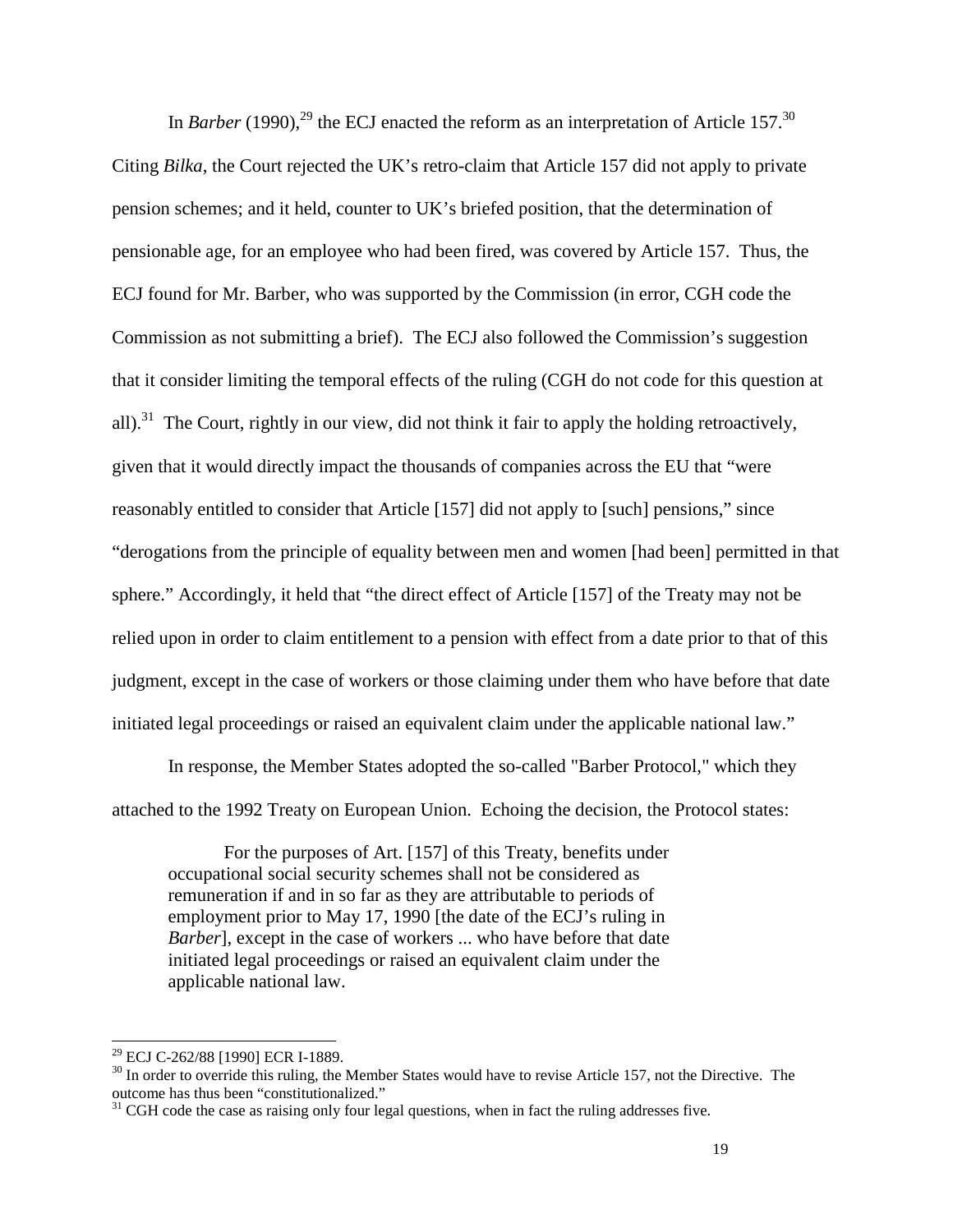In *Barber* (1990),[29] the ECJ enacted the reform as an interpretation of Article 157.[30] Citing *Bilka*, the Court rejected the UK's retro-claim that Article 157 did not apply to private pension schemes; and it held, counter to UK's briefed position, that the determination of pensionable age, for an employee who had been fired, was covered by Article 157. Thus, the ECJ found for Mr. Barber, who was supported by the Commission (in error, CGH code the Commission as not submitting a brief). The ECJ also followed the Commission's suggestion that it consider limiting the temporal effects of the ruling (CGH do not code for this question at all).[31] The Court, rightly in our view, did not think it fair to apply the holding retroactively, given that it would directly impact the thousands of companies across the EU that "were reasonably entitled to consider that Article [157] did not apply to [such] pensions," since "derogations from the principle of equality between men and women [had been] permitted in that sphere." Accordingly, it held that "the direct effect of Article [157] of the Treaty may not be relied upon in order to claim entitlement to a pension with effect from a date prior to that of this judgment, except in the case of workers or those claiming under them who have before that date initiated legal proceedings or raised an equivalent claim under the applicable national law."

In response, the Member States adopted the so-called "Barber Protocol," which they attached to the 1992 Treaty on European Union. Echoing the decision, the Protocol states:

> For the purposes of Art. [157] of this Treaty, benefits under occupational social security schemes shall not be considered as remuneration if and in so far as they are attributable to periods of employment prior to May 17, 1990 [the date of the ECJ's ruling in *Barber*], except in the case of workers ... who have before that date initiated legal proceedings or raised an equivalent claim under the applicable national law.

---

[29] ECJ C-262/88 [1990] ECR I-1889.

[30] In order to override this ruling, the Member States would have to revise Article 157, not the Directive. The outcome has thus been "constitutionalized."

[31] CGH code the case as raising only four legal questions, when in fact the ruling addresses five.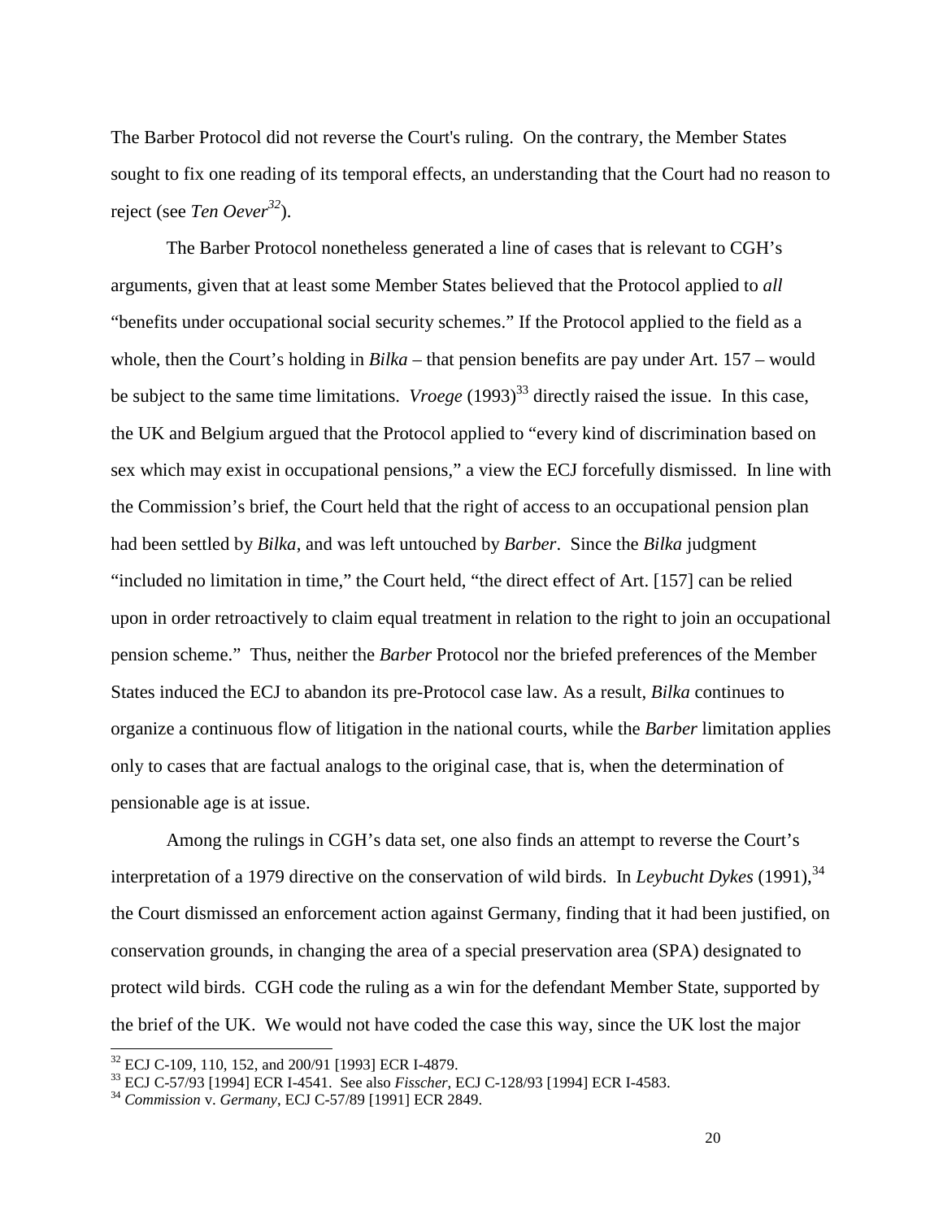The Barber Protocol did not reverse the Court's ruling. On the contrary, the Member States sought to fix one reading of its temporal effects, an understanding that the Court had no reason to reject (see *Ten Oever*[32]).

The Barber Protocol nonetheless generated a line of cases that is relevant to CGH's arguments, given that at least some Member States believed that the Protocol applied to *all* "benefits under occupational social security schemes." If the Protocol applied to the field as a whole, then the Court's holding in *Bilka* – that pension benefits are pay under Art. 157 – would be subject to the same time limitations. *Vroege* (1993)[33] directly raised the issue. In this case, the UK and Belgium argued that the Protocol applied to "every kind of discrimination based on sex which may exist in occupational pensions," a view the ECJ forcefully dismissed. In line with the Commission's brief, the Court held that the right of access to an occupational pension plan had been settled by *Bilka*, and was left untouched by *Barber*. Since the *Bilka* judgment "included no limitation in time," the Court held, "the direct effect of Art. [157] can be relied upon in order retroactively to claim equal treatment in relation to the right to join an occupational pension scheme." Thus, neither the *Barber* Protocol nor the briefed preferences of the Member States induced the ECJ to abandon its pre-Protocol case law. As a result, *Bilka* continues to organize a continuous flow of litigation in the national courts, while the *Barber* limitation applies only to cases that are factual analogs to the original case, that is, when the determination of pensionable age is at issue.

Among the rulings in CGH's data set, one also finds an attempt to reverse the Court's interpretation of a 1979 directive on the conservation of wild birds. In *Leybucht Dykes* (1991),[34] the Court dismissed an enforcement action against Germany, finding that it had been justified, on conservation grounds, in changing the area of a special preservation area (SPA) designated to protect wild birds. CGH code the ruling as a win for the defendant Member State, supported by the brief of the UK. We would not have coded the case this way, since the UK lost the major

[32] ECJ C-109, 110, 152, and 200/91 [1993] ECR I-4879.

[33] ECJ C-57/93 [1994] ECR I-4541. See also *Fisscher*, ECJ C-128/93 [1994] ECR I-4583.

[34] *Commission* v. *Germany*, ECJ C-57/89 [1991] ECR 2849.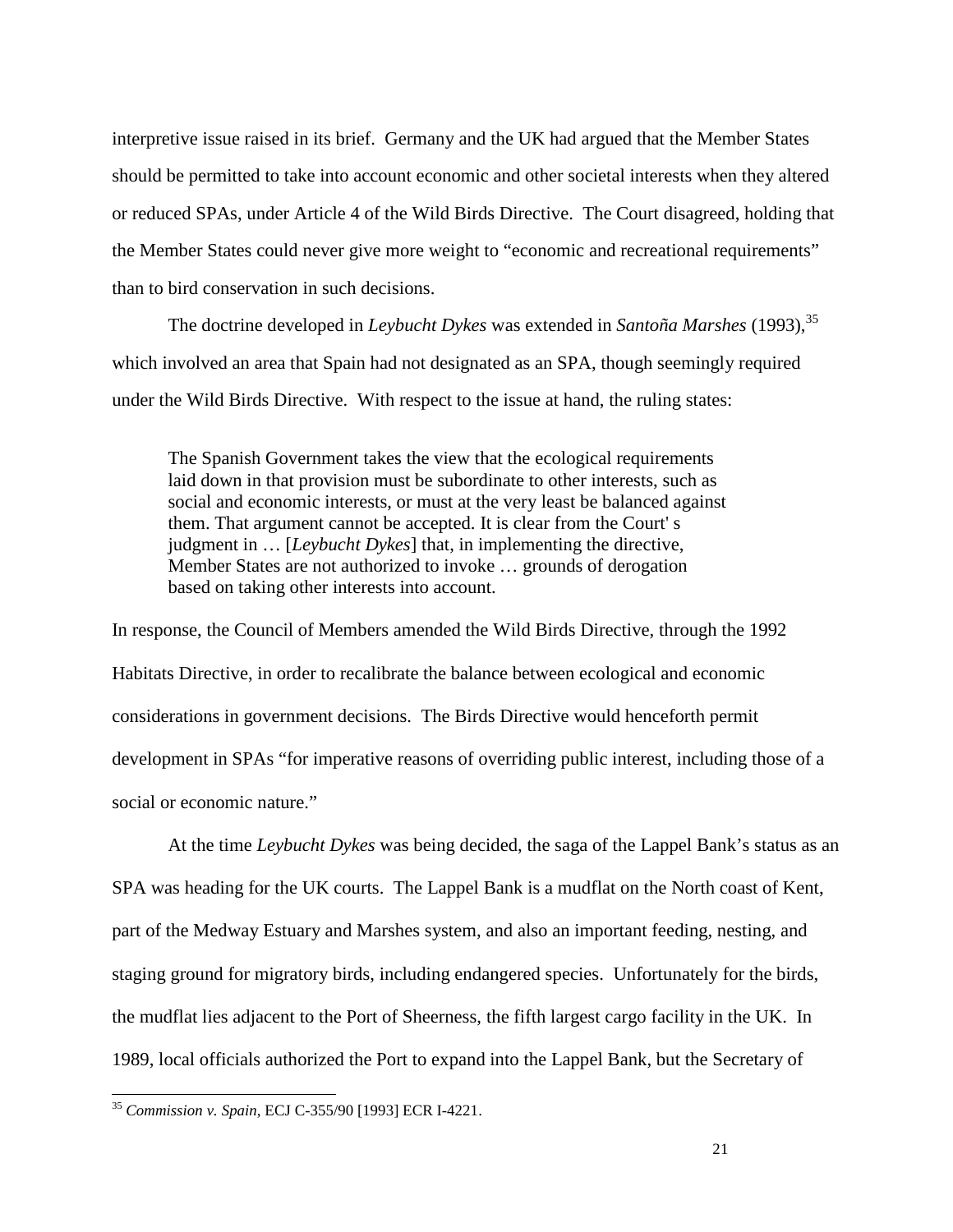interpretive issue raised in its brief. Germany and the UK had argued that the Member States should be permitted to take into account economic and other societal interests when they altered or reduced SPAs, under Article 4 of the Wild Birds Directive. The Court disagreed, holding that the Member States could never give more weight to "economic and recreational requirements" than to bird conservation in such decisions.

The doctrine developed in *Leybucht Dykes* was extended in *Santoña Marshes* (1993),[35] which involved an area that Spain had not designated as an SPA, though seemingly required under the Wild Birds Directive. With respect to the issue at hand, the ruling states:

> The Spanish Government takes the view that the ecological requirements laid down in that provision must be subordinate to other interests, such as social and economic interests, or must at the very least be balanced against them. That argument cannot be accepted. It is clear from the Court' s judgment in … [*Leybucht Dykes*] that, in implementing the directive, Member States are not authorized to invoke … grounds of derogation based on taking other interests into account.

In response, the Council of Members amended the Wild Birds Directive, through the 1992 Habitats Directive, in order to recalibrate the balance between ecological and economic considerations in government decisions. The Birds Directive would henceforth permit development in SPAs "for imperative reasons of overriding public interest, including those of a social or economic nature."

At the time *Leybucht Dykes* was being decided, the saga of the Lappel Bank's status as an SPA was heading for the UK courts. The Lappel Bank is a mudflat on the North coast of Kent, part of the Medway Estuary and Marshes system, and also an important feeding, nesting, and staging ground for migratory birds, including endangered species. Unfortunately for the birds, the mudflat lies adjacent to the Port of Sheerness, the fifth largest cargo facility in the UK. In 1989, local officials authorized the Port to expand into the Lappel Bank, but the Secretary of

---

[35] *Commission v. Spain,* ECJ C-355/90 [1993] ECR I-4221.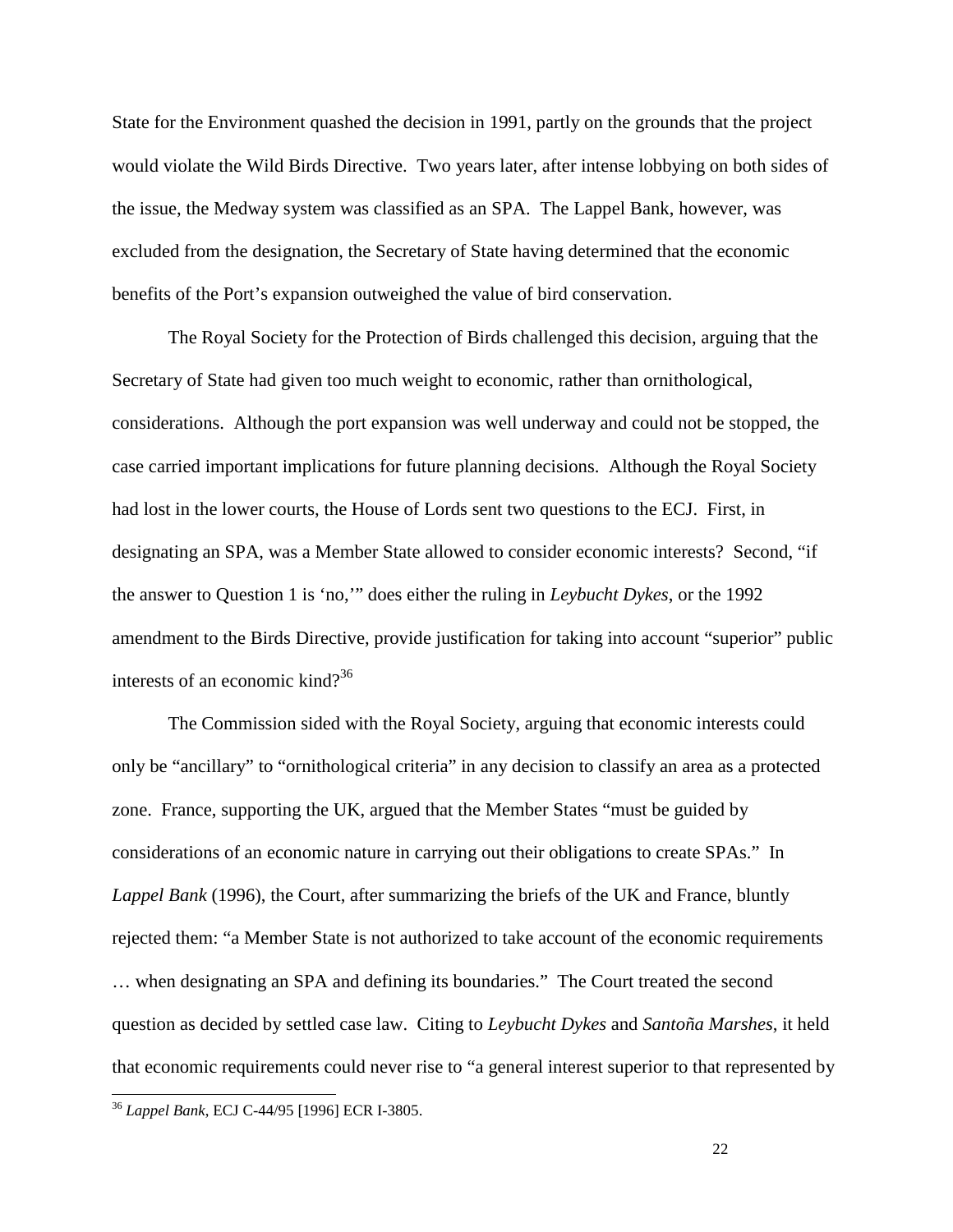State for the Environment quashed the decision in 1991, partly on the grounds that the project would violate the Wild Birds Directive. Two years later, after intense lobbying on both sides of the issue, the Medway system was classified as an SPA. The Lappel Bank, however, was excluded from the designation, the Secretary of State having determined that the economic benefits of the Port's expansion outweighed the value of bird conservation.

The Royal Society for the Protection of Birds challenged this decision, arguing that the Secretary of State had given too much weight to economic, rather than ornithological, considerations. Although the port expansion was well underway and could not be stopped, the case carried important implications for future planning decisions. Although the Royal Society had lost in the lower courts, the House of Lords sent two questions to the ECJ. First, in designating an SPA, was a Member State allowed to consider economic interests? Second, "if the answer to Question 1 is 'no,'" does either the ruling in *Leybucht Dykes*, or the 1992 amendment to the Birds Directive, provide justification for taking into account "superior" public interests of an economic kind?[36]

The Commission sided with the Royal Society, arguing that economic interests could only be "ancillary" to "ornithological criteria" in any decision to classify an area as a protected zone. France, supporting the UK, argued that the Member States "must be guided by considerations of an economic nature in carrying out their obligations to create SPAs." In *Lappel Bank* (1996), the Court, after summarizing the briefs of the UK and France, bluntly rejected them: "a Member State is not authorized to take account of the economic requirements … when designating an SPA and defining its boundaries." The Court treated the second question as decided by settled case law. Citing to *Leybucht Dykes* and *Santoña Marshes*, it held that economic requirements could never rise to "a general interest superior to that represented by

[36] *Lappel Bank*, ECJ C-44/95 [1996] ECR I-3805.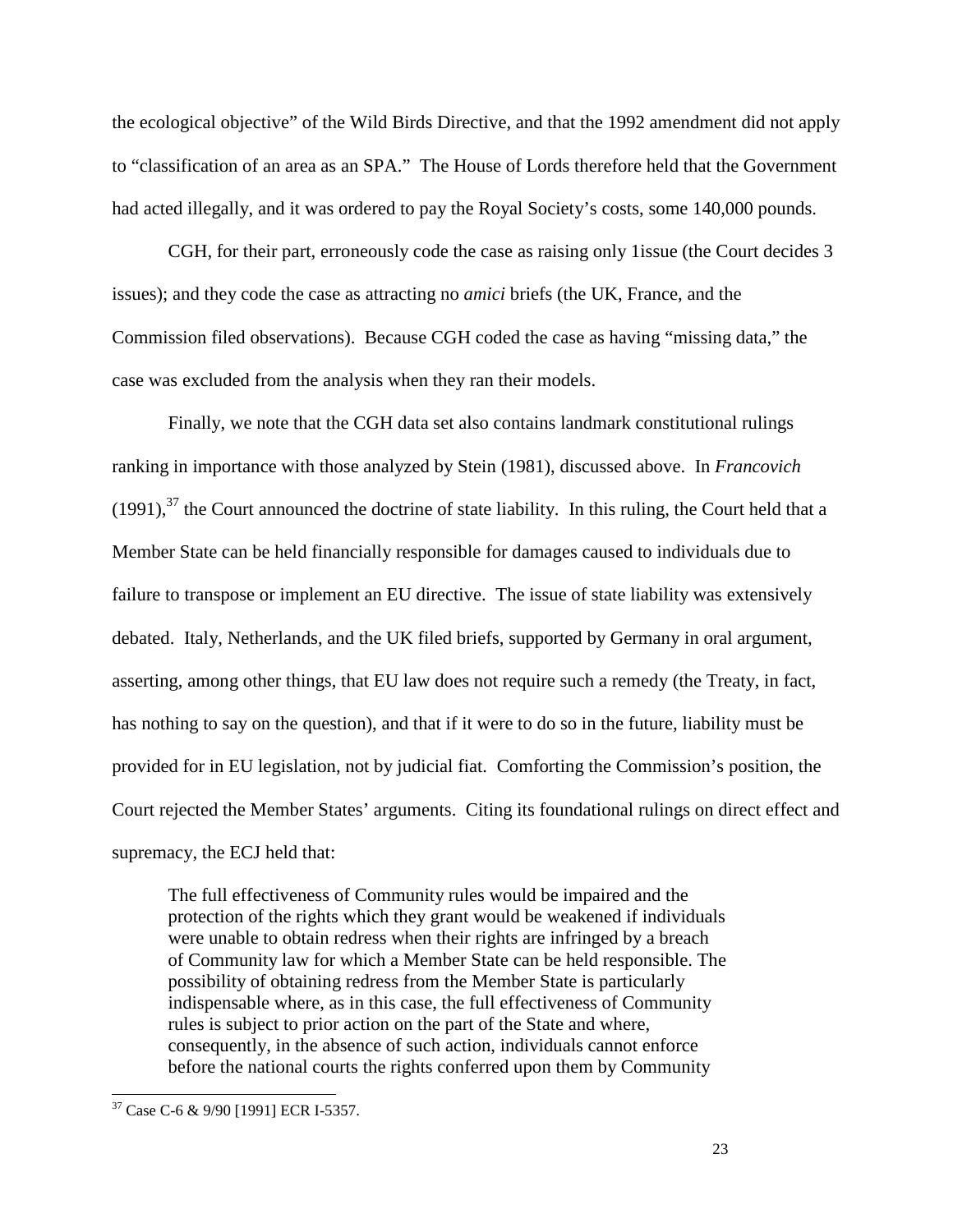the ecological objective" of the Wild Birds Directive, and that the 1992 amendment did not apply to "classification of an area as an SPA." The House of Lords therefore held that the Government had acted illegally, and it was ordered to pay the Royal Society's costs, some 140,000 pounds.

CGH, for their part, erroneously code the case as raising only 1issue (the Court decides 3 issues); and they code the case as attracting no *amici* briefs (the UK, France, and the Commission filed observations). Because CGH coded the case as having "missing data," the case was excluded from the analysis when they ran their models.

Finally, we note that the CGH data set also contains landmark constitutional rulings ranking in importance with those analyzed by Stein (1981), discussed above. In *Francovich* (1991),[37] the Court announced the doctrine of state liability. In this ruling, the Court held that a Member State can be held financially responsible for damages caused to individuals due to failure to transpose or implement an EU directive. The issue of state liability was extensively debated. Italy, Netherlands, and the UK filed briefs, supported by Germany in oral argument, asserting, among other things, that EU law does not require such a remedy (the Treaty, in fact, has nothing to say on the question), and that if it were to do so in the future, liability must be provided for in EU legislation, not by judicial fiat. Comforting the Commission's position, the Court rejected the Member States' arguments. Citing its foundational rulings on direct effect and supremacy, the ECJ held that:

> The full effectiveness of Community rules would be impaired and the protection of the rights which they grant would be weakened if individuals were unable to obtain redress when their rights are infringed by a breach of Community law for which a Member State can be held responsible. The possibility of obtaining redress from the Member State is particularly indispensable where, as in this case, the full effectiveness of Community rules is subject to prior action on the part of the State and where, consequently, in the absence of such action, individuals cannot enforce before the national courts the rights conferred upon them by Community

[37] Case C-6 & 9/90 [1991] ECR I-5357.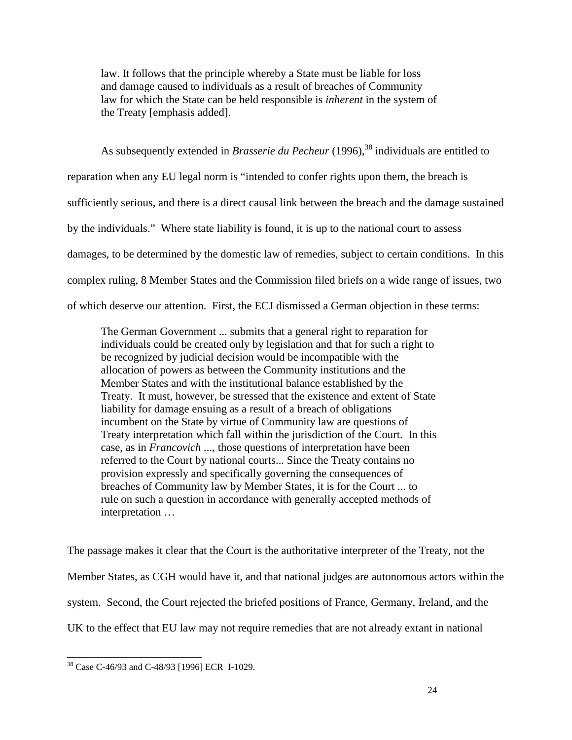> law. It follows that the principle whereby a State must be liable for loss and damage caused to individuals as a result of breaches of Community law for which the State can be held responsible is *inherent* in the system of the Treaty [emphasis added].

As subsequently extended in *Brasserie du Pecheur* (1996),[38] individuals are entitled to reparation when any EU legal norm is "intended to confer rights upon them, the breach is sufficiently serious, and there is a direct causal link between the breach and the damage sustained by the individuals." Where state liability is found, it is up to the national court to assess damages, to be determined by the domestic law of remedies, subject to certain conditions. In this complex ruling, 8 Member States and the Commission filed briefs on a wide range of issues, two of which deserve our attention. First, the ECJ dismissed a German objection in these terms:

> The German Government ... submits that a general right to reparation for individuals could be created only by legislation and that for such a right to be recognized by judicial decision would be incompatible with the allocation of powers as between the Community institutions and the Member States and with the institutional balance established by the Treaty. It must, however, be stressed that the existence and extent of State liability for damage ensuing as a result of a breach of obligations incumbent on the State by virtue of Community law are questions of Treaty interpretation which fall within the jurisdiction of the Court. In this case, as in *Francovich* ..., those questions of interpretation have been referred to the Court by national courts... Since the Treaty contains no provision expressly and specifically governing the consequences of breaches of Community law by Member States, it is for the Court ... to rule on such a question in accordance with generally accepted methods of interpretation …

The passage makes it clear that the Court is the authoritative interpreter of the Treaty, not the Member States, as CGH would have it, and that national judges are autonomous actors within the system. Second, the Court rejected the briefed positions of France, Germany, Ireland, and the UK to the effect that EU law may not require remedies that are not already extant in national

[38] Case C-46/93 and C-48/93 [1996] ECR I-1029.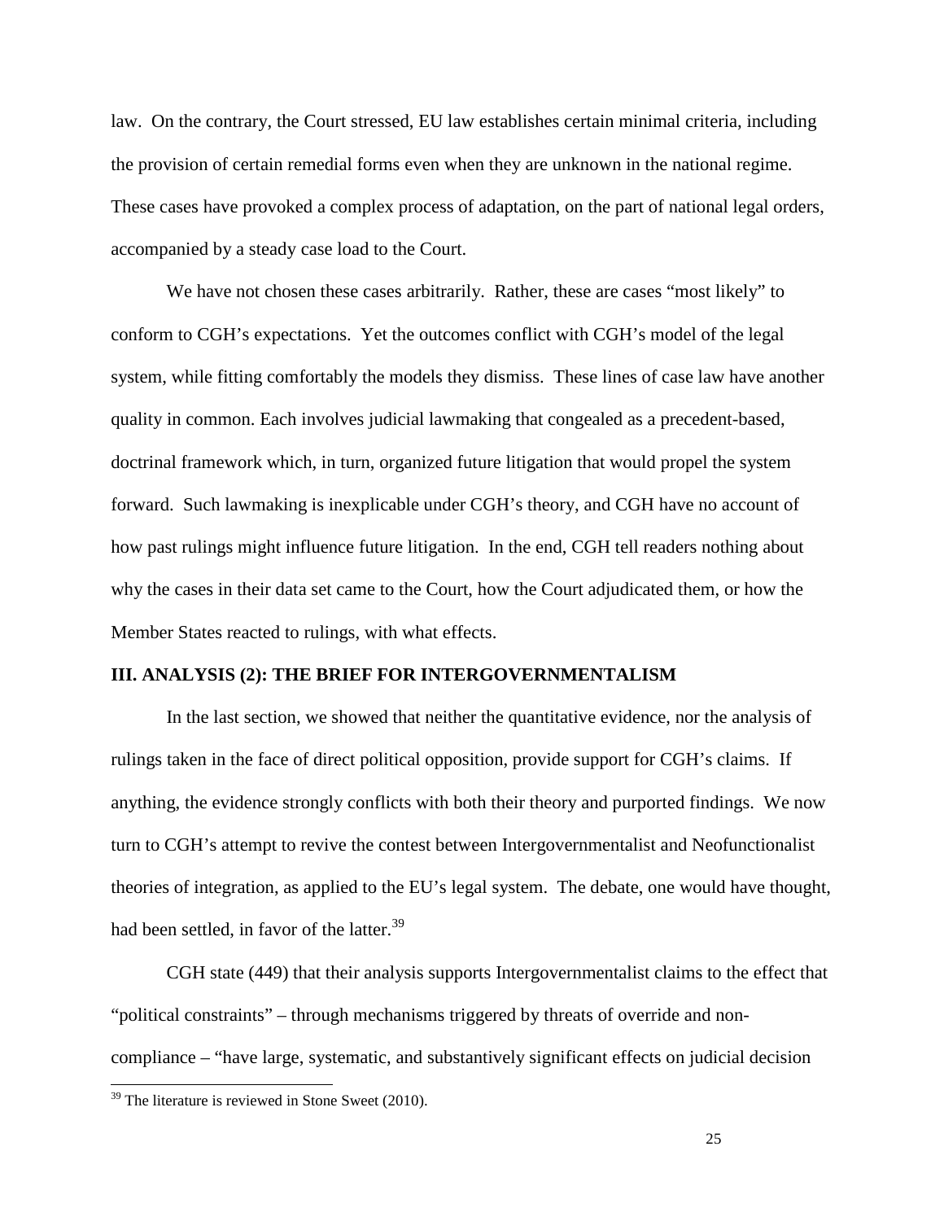law. On the contrary, the Court stressed, EU law establishes certain minimal criteria, including the provision of certain remedial forms even when they are unknown in the national regime. These cases have provoked a complex process of adaptation, on the part of national legal orders, accompanied by a steady case load to the Court.

We have not chosen these cases arbitrarily. Rather, these are cases "most likely" to conform to CGH's expectations. Yet the outcomes conflict with CGH's model of the legal system, while fitting comfortably the models they dismiss. These lines of case law have another quality in common. Each involves judicial lawmaking that congealed as a precedent-based, doctrinal framework which, in turn, organized future litigation that would propel the system forward. Such lawmaking is inexplicable under CGH's theory, and CGH have no account of how past rulings might influence future litigation. In the end, CGH tell readers nothing about why the cases in their data set came to the Court, how the Court adjudicated them, or how the Member States reacted to rulings, with what effects.

## III. ANALYSIS (2): THE BRIEF FOR INTERGOVERNMENTALISM

In the last section, we showed that neither the quantitative evidence, nor the analysis of rulings taken in the face of direct political opposition, provide support for CGH's claims. If anything, the evidence strongly conflicts with both their theory and purported findings. We now turn to CGH's attempt to revive the contest between Intergovernmentalist and Neofunctionalist theories of integration, as applied to the EU's legal system. The debate, one would have thought, had been settled, in favor of the latter.[39]

CGH state (449) that their analysis supports Intergovernmentalist claims to the effect that "political constraints" – through mechanisms triggered by threats of override and non-compliance – "have large, systematic, and substantively significant effects on judicial decision

---

[39] The literature is reviewed in Stone Sweet (2010).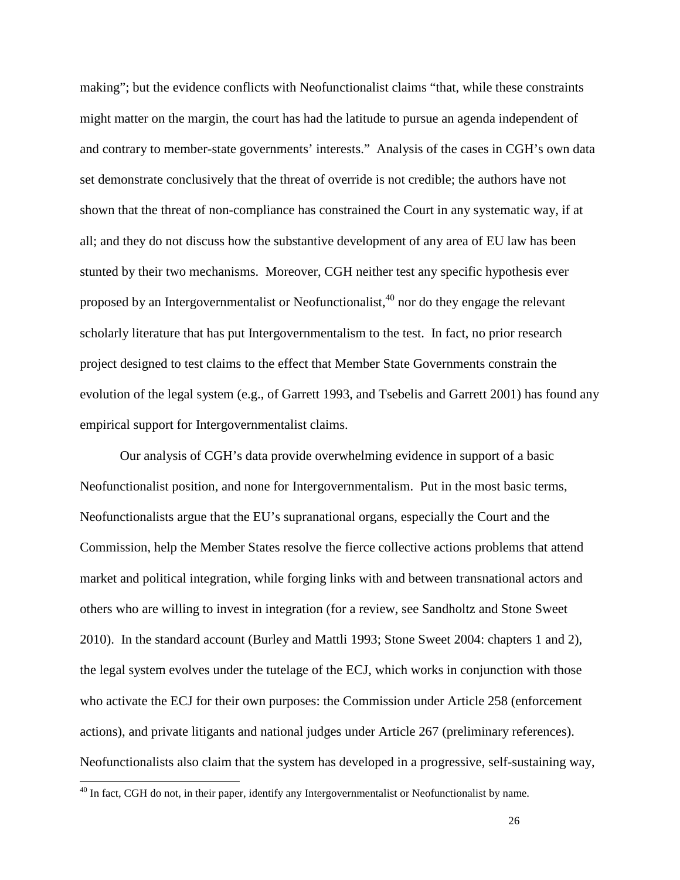making"; but the evidence conflicts with Neofunctionalist claims "that, while these constraints might matter on the margin, the court has had the latitude to pursue an agenda independent of and contrary to member-state governments' interests." Analysis of the cases in CGH's own data set demonstrate conclusively that the threat of override is not credible; the authors have not shown that the threat of non-compliance has constrained the Court in any systematic way, if at all; and they do not discuss how the substantive development of any area of EU law has been stunted by their two mechanisms. Moreover, CGH neither test any specific hypothesis ever proposed by an Intergovernmentalist or Neofunctionalist,[40] nor do they engage the relevant scholarly literature that has put Intergovernmentalism to the test. In fact, no prior research project designed to test claims to the effect that Member State Governments constrain the evolution of the legal system (e.g., of Garrett 1993, and Tsebelis and Garrett 2001) has found any empirical support for Intergovernmentalist claims.

Our analysis of CGH's data provide overwhelming evidence in support of a basic Neofunctionalist position, and none for Intergovernmentalism. Put in the most basic terms, Neofunctionalists argue that the EU's supranational organs, especially the Court and the Commission, help the Member States resolve the fierce collective actions problems that attend market and political integration, while forging links with and between transnational actors and others who are willing to invest in integration (for a review, see Sandholtz and Stone Sweet 2010). In the standard account (Burley and Mattli 1993; Stone Sweet 2004: chapters 1 and 2), the legal system evolves under the tutelage of the ECJ, which works in conjunction with those who activate the ECJ for their own purposes: the Commission under Article 258 (enforcement actions), and private litigants and national judges under Article 267 (preliminary references). Neofunctionalists also claim that the system has developed in a progressive, self-sustaining way,

[40] In fact, CGH do not, in their paper, identify any Intergovernmentalist or Neofunctionalist by name.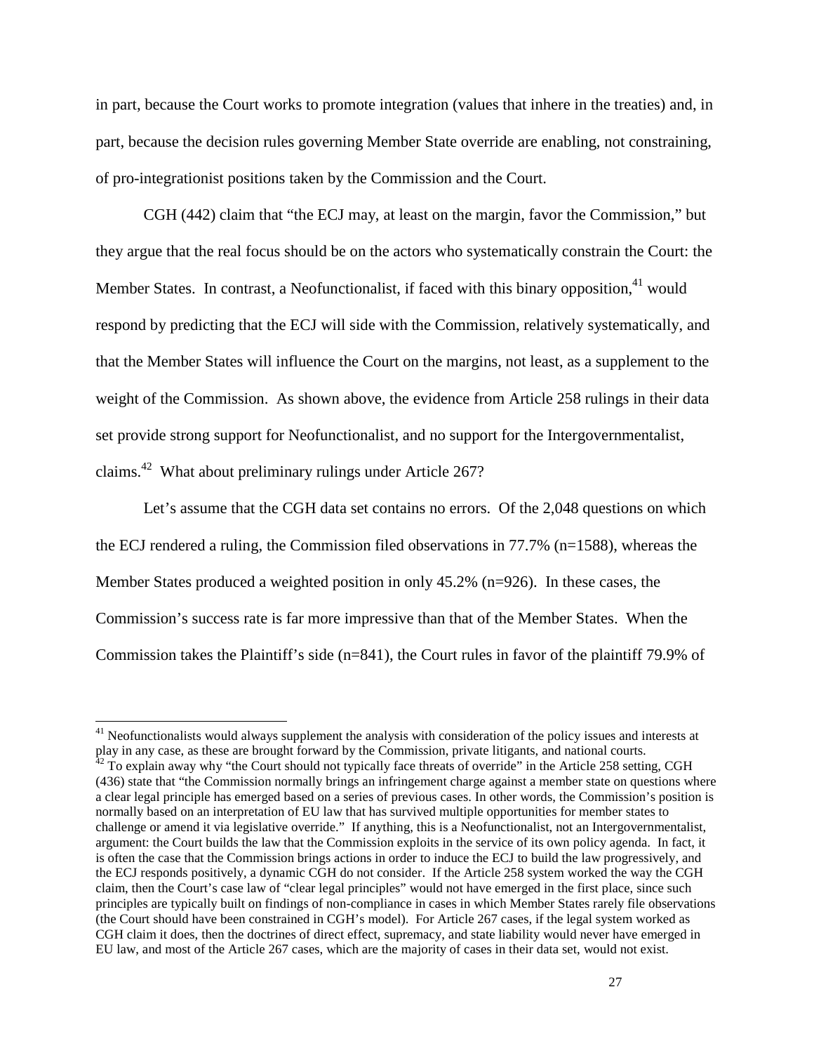in part, because the Court works to promote integration (values that inhere in the treaties) and, in part, because the decision rules governing Member State override are enabling, not constraining, of pro-integrationist positions taken by the Commission and the Court.

CGH (442) claim that "the ECJ may, at least on the margin, favor the Commission," but they argue that the real focus should be on the actors who systematically constrain the Court: the Member States. In contrast, a Neofunctionalist, if faced with this binary opposition,[41] would respond by predicting that the ECJ will side with the Commission, relatively systematically, and that the Member States will influence the Court on the margins, not least, as a supplement to the weight of the Commission. As shown above, the evidence from Article 258 rulings in their data set provide strong support for Neofunctionalist, and no support for the Intergovernmentalist, claims.[42] What about preliminary rulings under Article 267?

Let's assume that the CGH data set contains no errors. Of the 2,048 questions on which the ECJ rendered a ruling, the Commission filed observations in 77.7% (n=1588), whereas the Member States produced a weighted position in only 45.2% (n=926). In these cases, the Commission's success rate is far more impressive than that of the Member States. When the Commission takes the Plaintiff's side (n=841), the Court rules in favor of the plaintiff 79.9% of

[41] Neofunctionalists would always supplement the analysis with consideration of the policy issues and interests at play in any case, as these are brought forward by the Commission, private litigants, and national courts.

[42] To explain away why "the Court should not typically face threats of override" in the Article 258 setting, CGH (436) state that "the Commission normally brings an infringement charge against a member state on questions where a clear legal principle has emerged based on a series of previous cases. In other words, the Commission's position is normally based on an interpretation of EU law that has survived multiple opportunities for member states to challenge or amend it via legislative override." If anything, this is a Neofunctionalist, not an Intergovernmentalist, argument: the Court builds the law that the Commission exploits in the service of its own policy agenda. In fact, it is often the case that the Commission brings actions in order to induce the ECJ to build the law progressively, and the ECJ responds positively, a dynamic CGH do not consider. If the Article 258 system worked the way the CGH claim, then the Court's case law of "clear legal principles" would not have emerged in the first place, since such principles are typically built on findings of non-compliance in cases in which Member States rarely file observations (the Court should have been constrained in CGH's model). For Article 267 cases, if the legal system worked as CGH claim it does, then the doctrines of direct effect, supremacy, and state liability would never have emerged in EU law, and most of the Article 267 cases, which are the majority of cases in their data set, would not exist.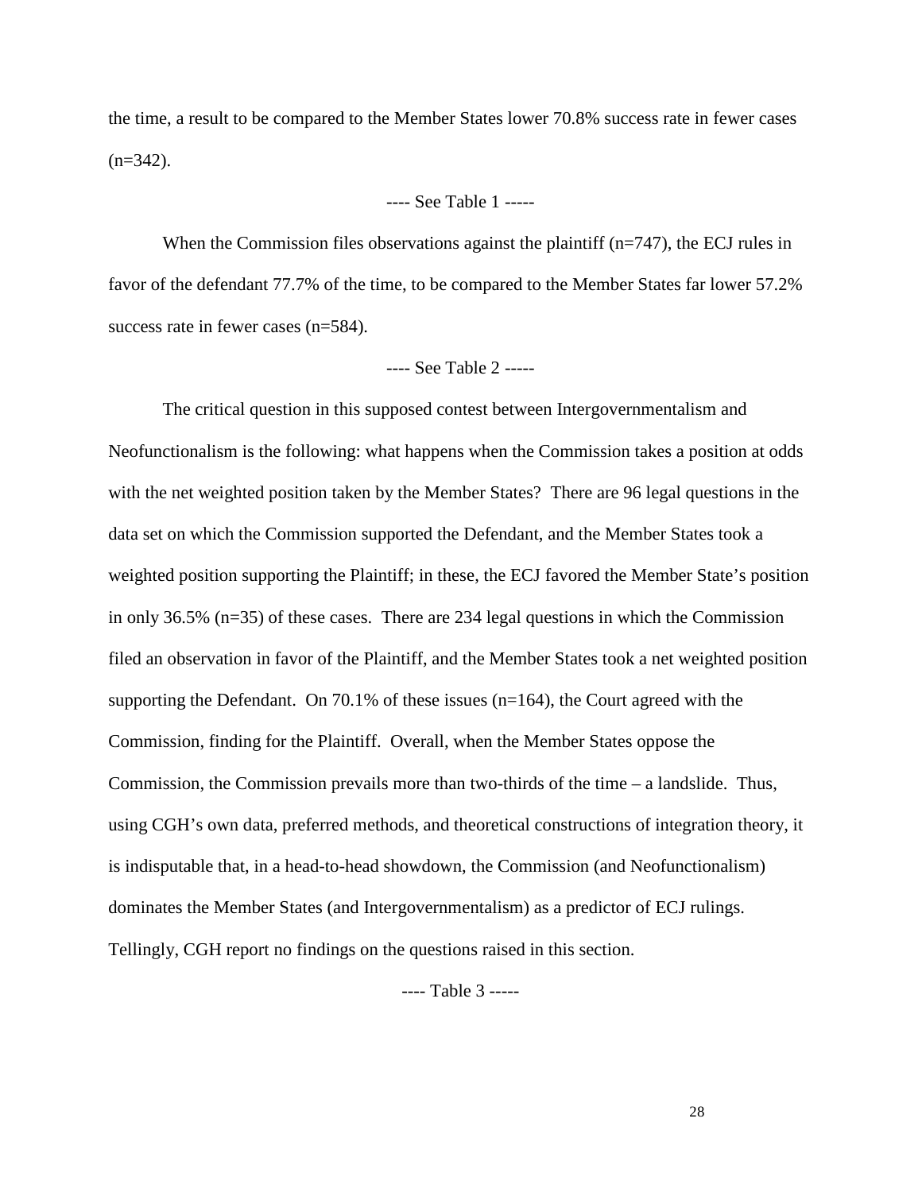the time, a result to be compared to the Member States lower 70.8% success rate in fewer cases (n=342).

---- See Table 1 -----

When the Commission files observations against the plaintiff (n=747), the ECJ rules in favor of the defendant 77.7% of the time, to be compared to the Member States far lower 57.2% success rate in fewer cases (n=584).

---- See Table 2 -----

The critical question in this supposed contest between Intergovernmentalism and Neofunctionalism is the following: what happens when the Commission takes a position at odds with the net weighted position taken by the Member States? There are 96 legal questions in the data set on which the Commission supported the Defendant, and the Member States took a weighted position supporting the Plaintiff; in these, the ECJ favored the Member State's position in only 36.5% (n=35) of these cases. There are 234 legal questions in which the Commission filed an observation in favor of the Plaintiff, and the Member States took a net weighted position supporting the Defendant. On 70.1% of these issues (n=164), the Court agreed with the Commission, finding for the Plaintiff. Overall, when the Member States oppose the Commission, the Commission prevails more than two-thirds of the time – a landslide. Thus, using CGH's own data, preferred methods, and theoretical constructions of integration theory, it is indisputable that, in a head-to-head showdown, the Commission (and Neofunctionalism) dominates the Member States (and Intergovernmentalism) as a predictor of ECJ rulings. Tellingly, CGH report no findings on the questions raised in this section.

---- Table 3 -----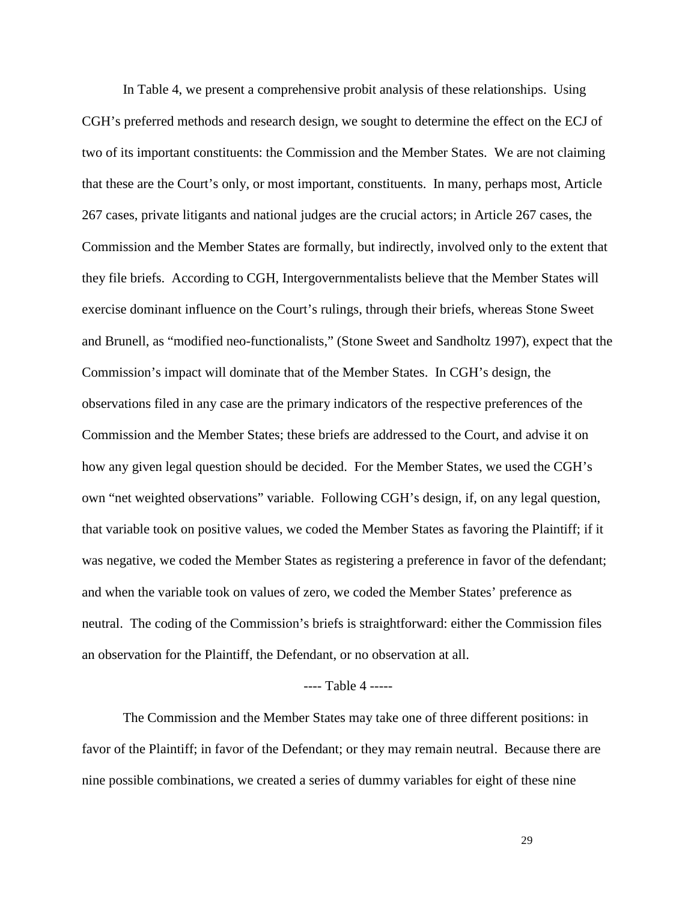In Table 4, we present a comprehensive probit analysis of these relationships. Using CGH's preferred methods and research design, we sought to determine the effect on the ECJ of two of its important constituents: the Commission and the Member States. We are not claiming that these are the Court's only, or most important, constituents. In many, perhaps most, Article 267 cases, private litigants and national judges are the crucial actors; in Article 267 cases, the Commission and the Member States are formally, but indirectly, involved only to the extent that they file briefs. According to CGH, Intergovernmentalists believe that the Member States will exercise dominant influence on the Court's rulings, through their briefs, whereas Stone Sweet and Brunell, as "modified neo-functionalists," (Stone Sweet and Sandholtz 1997), expect that the Commission's impact will dominate that of the Member States. In CGH's design, the observations filed in any case are the primary indicators of the respective preferences of the Commission and the Member States; these briefs are addressed to the Court, and advise it on how any given legal question should be decided. For the Member States, we used the CGH's own "net weighted observations" variable. Following CGH's design, if, on any legal question, that variable took on positive values, we coded the Member States as favoring the Plaintiff; if it was negative, we coded the Member States as registering a preference in favor of the defendant; and when the variable took on values of zero, we coded the Member States' preference as neutral. The coding of the Commission's briefs is straightforward: either the Commission files an observation for the Plaintiff, the Defendant, or no observation at all.

---- Table 4 -----

The Commission and the Member States may take one of three different positions: in favor of the Plaintiff; in favor of the Defendant; or they may remain neutral. Because there are nine possible combinations, we created a series of dummy variables for eight of these nine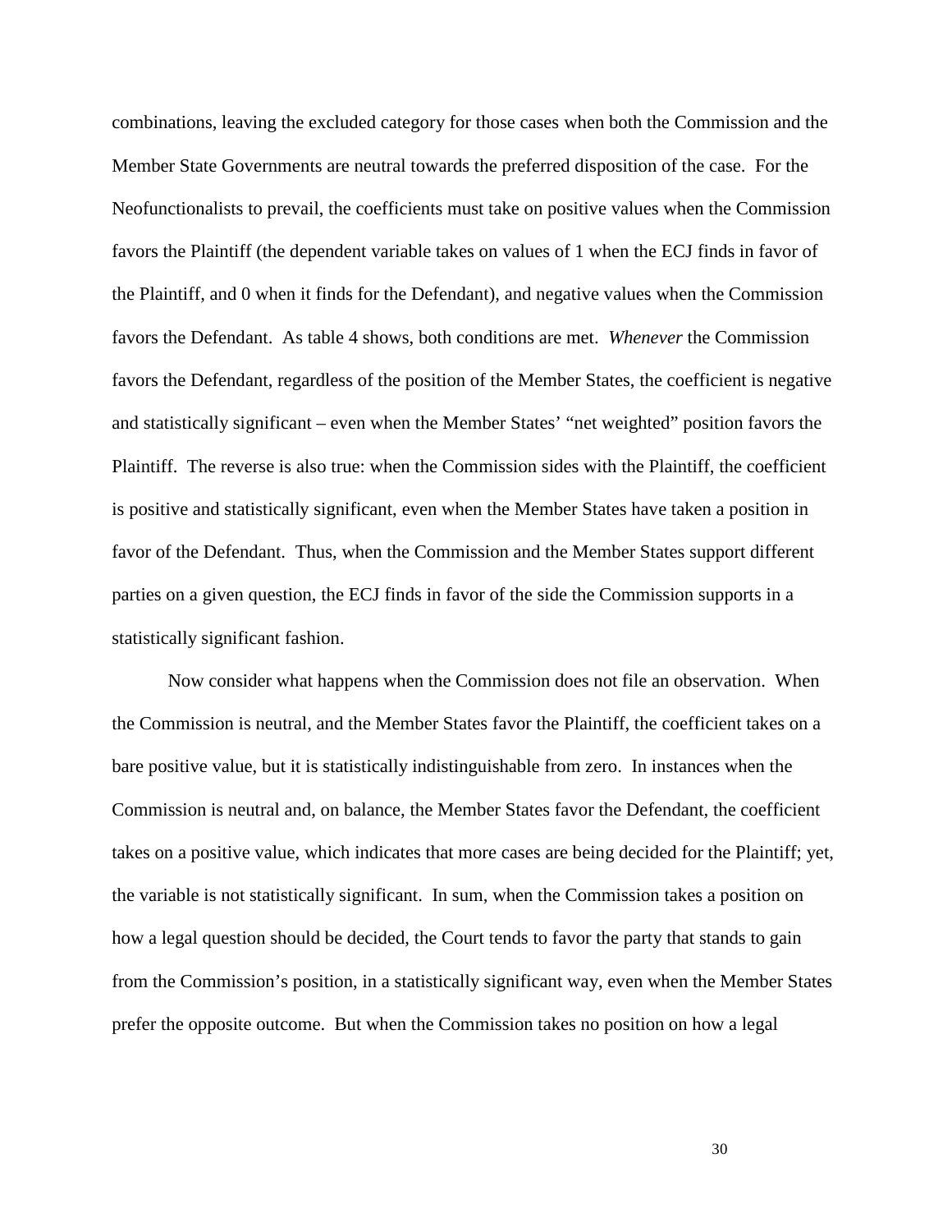combinations, leaving the excluded category for those cases when both the Commission and the Member State Governments are neutral towards the preferred disposition of the case. For the Neofunctionalists to prevail, the coefficients must take on positive values when the Commission favors the Plaintiff (the dependent variable takes on values of 1 when the ECJ finds in favor of the Plaintiff, and 0 when it finds for the Defendant), and negative values when the Commission favors the Defendant. As table 4 shows, both conditions are met. *Whenever* the Commission favors the Defendant, regardless of the position of the Member States, the coefficient is negative and statistically significant – even when the Member States' "net weighted" position favors the Plaintiff. The reverse is also true: when the Commission sides with the Plaintiff, the coefficient is positive and statistically significant, even when the Member States have taken a position in favor of the Defendant. Thus, when the Commission and the Member States support different parties on a given question, the ECJ finds in favor of the side the Commission supports in a statistically significant fashion.

Now consider what happens when the Commission does not file an observation. When the Commission is neutral, and the Member States favor the Plaintiff, the coefficient takes on a bare positive value, but it is statistically indistinguishable from zero. In instances when the Commission is neutral and, on balance, the Member States favor the Defendant, the coefficient takes on a positive value, which indicates that more cases are being decided for the Plaintiff; yet, the variable is not statistically significant. In sum, when the Commission takes a position on how a legal question should be decided, the Court tends to favor the party that stands to gain from the Commission's position, in a statistically significant way, even when the Member States prefer the opposite outcome. But when the Commission takes no position on how a legal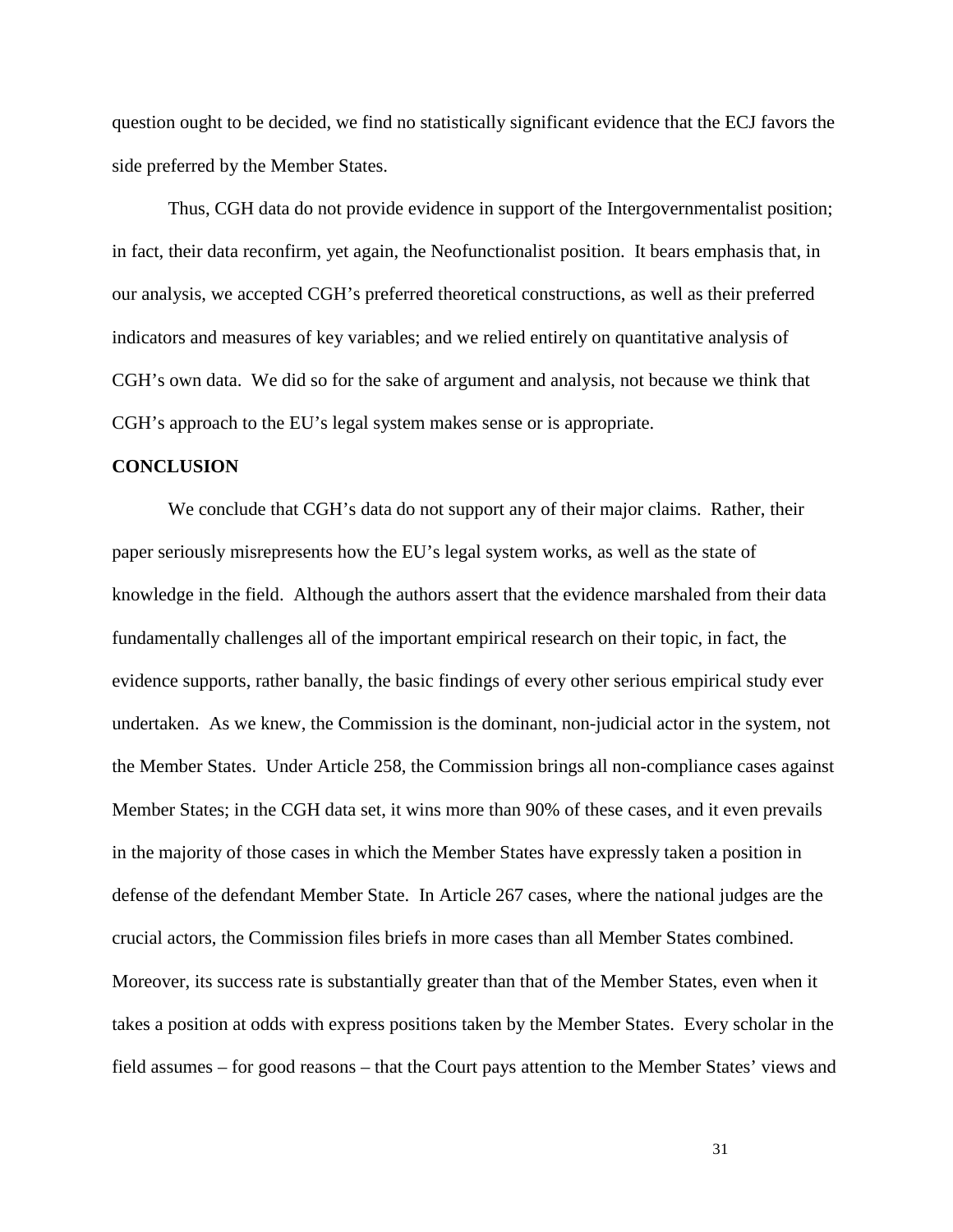question ought to be decided, we find no statistically significant evidence that the ECJ favors the side preferred by the Member States.

Thus, CGH data do not provide evidence in support of the Intergovernmentalist position; in fact, their data reconfirm, yet again, the Neofunctionalist position. It bears emphasis that, in our analysis, we accepted CGH's preferred theoretical constructions, as well as their preferred indicators and measures of key variables; and we relied entirely on quantitative analysis of CGH's own data. We did so for the sake of argument and analysis, not because we think that CGH's approach to the EU's legal system makes sense or is appropriate.

**CONCLUSION**

We conclude that CGH's data do not support any of their major claims. Rather, their paper seriously misrepresents how the EU's legal system works, as well as the state of knowledge in the field. Although the authors assert that the evidence marshaled from their data fundamentally challenges all of the important empirical research on their topic, in fact, the evidence supports, rather banally, the basic findings of every other serious empirical study ever undertaken. As we knew, the Commission is the dominant, non-judicial actor in the system, not the Member States. Under Article 258, the Commission brings all non-compliance cases against Member States; in the CGH data set, it wins more than 90% of these cases, and it even prevails in the majority of those cases in which the Member States have expressly taken a position in defense of the defendant Member State. In Article 267 cases, where the national judges are the crucial actors, the Commission files briefs in more cases than all Member States combined. Moreover, its success rate is substantially greater than that of the Member States, even when it takes a position at odds with express positions taken by the Member States. Every scholar in the field assumes – for good reasons – that the Court pays attention to the Member States' views and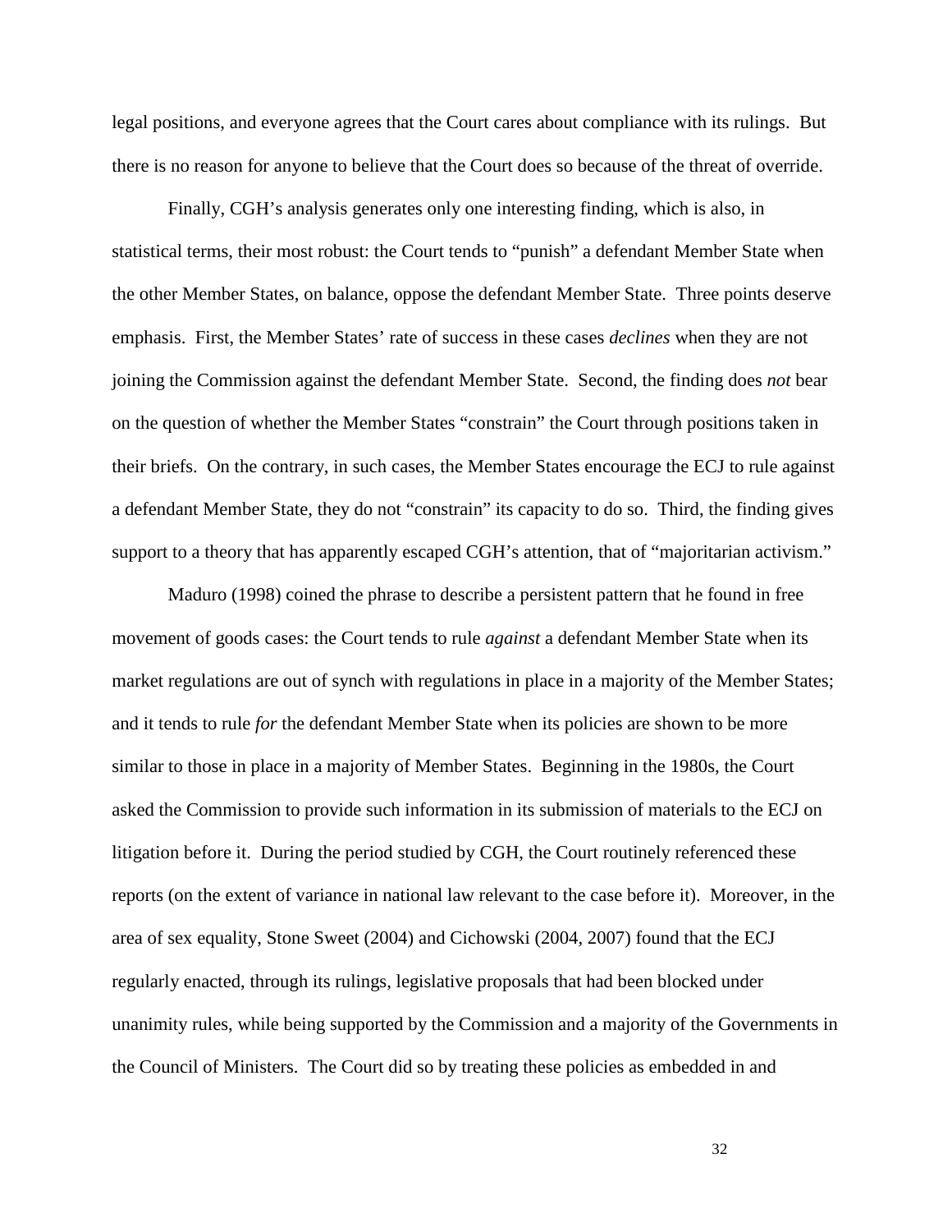legal positions, and everyone agrees that the Court cares about compliance with its rulings. But there is no reason for anyone to believe that the Court does so because of the threat of override.

Finally, CGH's analysis generates only one interesting finding, which is also, in statistical terms, their most robust: the Court tends to "punish" a defendant Member State when the other Member States, on balance, oppose the defendant Member State. Three points deserve emphasis. First, the Member States' rate of success in these cases *declines* when they are not joining the Commission against the defendant Member State. Second, the finding does *not* bear on the question of whether the Member States "constrain" the Court through positions taken in their briefs. On the contrary, in such cases, the Member States encourage the ECJ to rule against a defendant Member State, they do not "constrain" its capacity to do so. Third, the finding gives support to a theory that has apparently escaped CGH's attention, that of "majoritarian activism."

Maduro (1998) coined the phrase to describe a persistent pattern that he found in free movement of goods cases: the Court tends to rule *against* a defendant Member State when its market regulations are out of synch with regulations in place in a majority of the Member States; and it tends to rule *for* the defendant Member State when its policies are shown to be more similar to those in place in a majority of Member States. Beginning in the 1980s, the Court asked the Commission to provide such information in its submission of materials to the ECJ on litigation before it. During the period studied by CGH, the Court routinely referenced these reports (on the extent of variance in national law relevant to the case before it). Moreover, in the area of sex equality, Stone Sweet (2004) and Cichowski (2004, 2007) found that the ECJ regularly enacted, through its rulings, legislative proposals that had been blocked under unanimity rules, while being supported by the Commission and a majority of the Governments in the Council of Ministers. The Court did so by treating these policies as embedded in and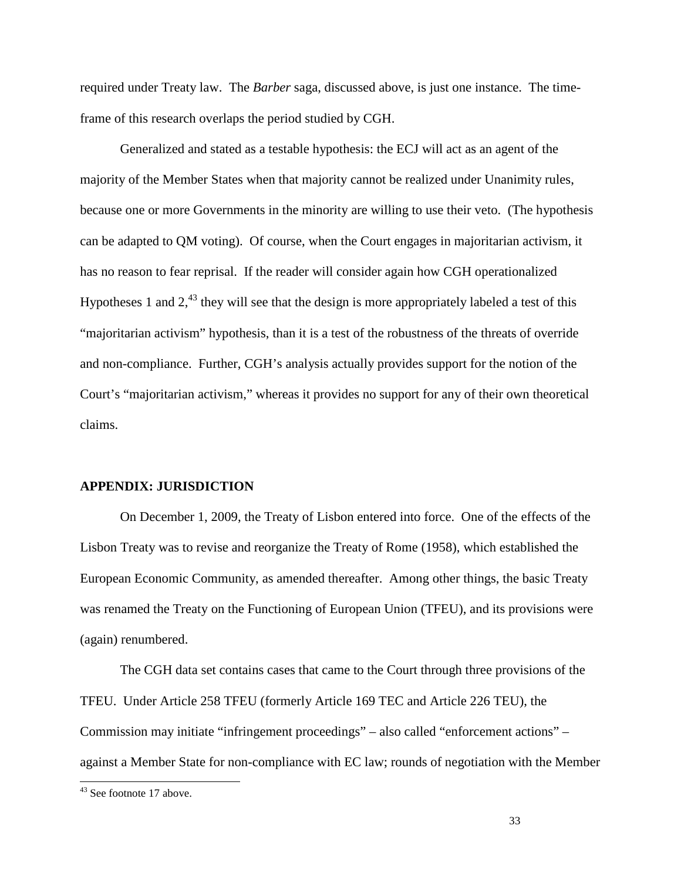required under Treaty law. The *Barber* saga, discussed above, is just one instance. The time-frame of this research overlaps the period studied by CGH.

Generalized and stated as a testable hypothesis: the ECJ will act as an agent of the majority of the Member States when that majority cannot be realized under Unanimity rules, because one or more Governments in the minority are willing to use their veto. (The hypothesis can be adapted to QM voting). Of course, when the Court engages in majoritarian activism, it has no reason to fear reprisal. If the reader will consider again how CGH operationalized Hypotheses 1 and 2,[43] they will see that the design is more appropriately labeled a test of this "majoritarian activism" hypothesis, than it is a test of the robustness of the threats of override and non-compliance. Further, CGH's analysis actually provides support for the notion of the Court's "majoritarian activism," whereas it provides no support for any of their own theoretical claims.

## APPENDIX: JURISDICTION

On December 1, 2009, the Treaty of Lisbon entered into force. One of the effects of the Lisbon Treaty was to revise and reorganize the Treaty of Rome (1958), which established the European Economic Community, as amended thereafter. Among other things, the basic Treaty was renamed the Treaty on the Functioning of European Union (TFEU), and its provisions were (again) renumbered.

The CGH data set contains cases that came to the Court through three provisions of the TFEU. Under Article 258 TFEU (formerly Article 169 TEC and Article 226 TEU), the Commission may initiate "infringement proceedings" – also called "enforcement actions" – against a Member State for non-compliance with EC law; rounds of negotiation with the Member

[43] See footnote 17 above.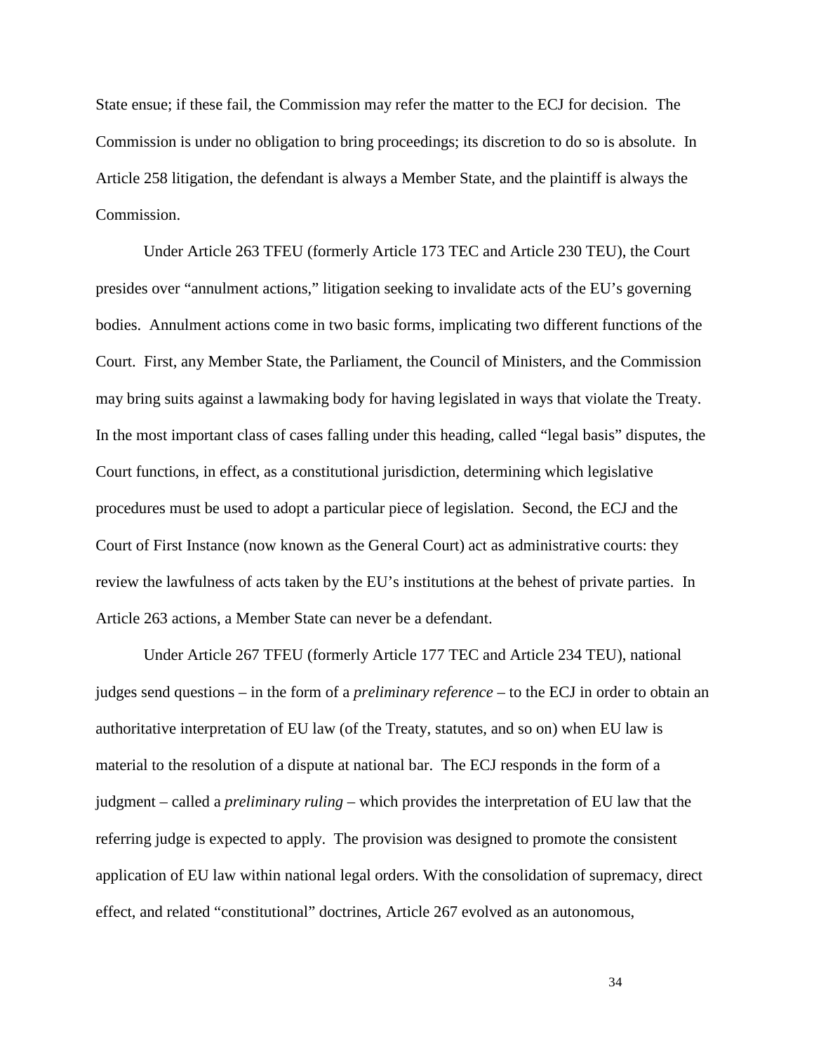State ensue; if these fail, the Commission may refer the matter to the ECJ for decision. The Commission is under no obligation to bring proceedings; its discretion to do so is absolute. In Article 258 litigation, the defendant is always a Member State, and the plaintiff is always the Commission.

Under Article 263 TFEU (formerly Article 173 TEC and Article 230 TEU), the Court presides over "annulment actions," litigation seeking to invalidate acts of the EU's governing bodies. Annulment actions come in two basic forms, implicating two different functions of the Court. First, any Member State, the Parliament, the Council of Ministers, and the Commission may bring suits against a lawmaking body for having legislated in ways that violate the Treaty. In the most important class of cases falling under this heading, called "legal basis" disputes, the Court functions, in effect, as a constitutional jurisdiction, determining which legislative procedures must be used to adopt a particular piece of legislation. Second, the ECJ and the Court of First Instance (now known as the General Court) act as administrative courts: they review the lawfulness of acts taken by the EU's institutions at the behest of private parties. In Article 263 actions, a Member State can never be a defendant.

Under Article 267 TFEU (formerly Article 177 TEC and Article 234 TEU), national judges send questions – in the form of a *preliminary reference* – to the ECJ in order to obtain an authoritative interpretation of EU law (of the Treaty, statutes, and so on) when EU law is material to the resolution of a dispute at national bar. The ECJ responds in the form of a judgment – called a *preliminary ruling* – which provides the interpretation of EU law that the referring judge is expected to apply. The provision was designed to promote the consistent application of EU law within national legal orders. With the consolidation of supremacy, direct effect, and related "constitutional" doctrines, Article 267 evolved as an autonomous,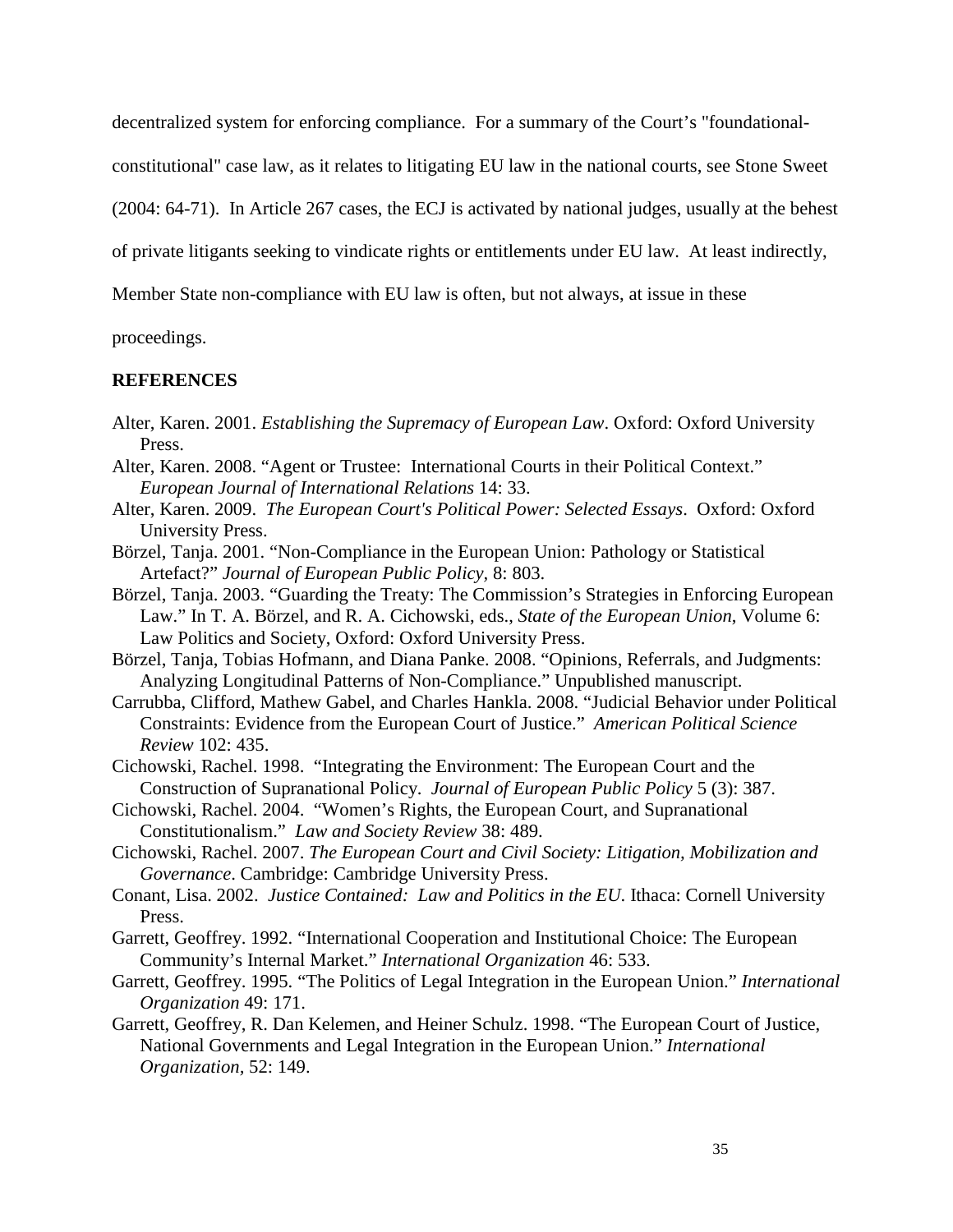decentralized system for enforcing compliance. For a summary of the Court's "foundational-constitutional" case law, as it relates to litigating EU law in the national courts, see Stone Sweet (2004: 64-71). In Article 267 cases, the ECJ is activated by national judges, usually at the behest of private litigants seeking to vindicate rights or entitlements under EU law. At least indirectly, Member State non-compliance with EU law is often, but not always, at issue in these proceedings.

## REFERENCES

Alter, Karen. 2001. *Establishing the Supremacy of European Law*. Oxford: Oxford University Press.

Alter, Karen. 2008. "Agent or Trustee: International Courts in their Political Context." *European Journal of International Relations* 14: 33.

Alter, Karen. 2009. *The European Court's Political Power: Selected Essays*. Oxford: Oxford University Press.

Börzel, Tanja. 2001. "Non-Compliance in the European Union: Pathology or Statistical Artefact?" *Journal of European Public Policy*, 8: 803.

Börzel, Tanja. 2003. "Guarding the Treaty: The Commission's Strategies in Enforcing European Law." In T. A. Börzel, and R. A. Cichowski, eds., *State of the European Union*, Volume 6: Law Politics and Society, Oxford: Oxford University Press.

Börzel, Tanja, Tobias Hofmann, and Diana Panke. 2008. "Opinions, Referrals, and Judgments: Analyzing Longitudinal Patterns of Non-Compliance." Unpublished manuscript.

Carrubba, Clifford, Mathew Gabel, and Charles Hankla. 2008. "Judicial Behavior under Political Constraints: Evidence from the European Court of Justice." *American Political Science Review* 102: 435.

Cichowski, Rachel. 1998. "Integrating the Environment: The European Court and the Construction of Supranational Policy. *Journal of European Public Policy* 5 (3): 387.

Cichowski, Rachel. 2004. "Women's Rights, the European Court, and Supranational Constitutionalism." *Law and Society Review* 38: 489.

Cichowski, Rachel. 2007. *The European Court and Civil Society: Litigation, Mobilization and Governance*. Cambridge: Cambridge University Press.

Conant, Lisa. 2002. *Justice Contained: Law and Politics in the EU*. Ithaca: Cornell University Press.

Garrett, Geoffrey. 1992. "International Cooperation and Institutional Choice: The European Community's Internal Market." *International Organization* 46: 533.

Garrett, Geoffrey. 1995. "The Politics of Legal Integration in the European Union." *International Organization* 49: 171.

Garrett, Geoffrey, R. Dan Kelemen, and Heiner Schulz. 1998. "The European Court of Justice, National Governments and Legal Integration in the European Union." *International Organization*, 52: 149.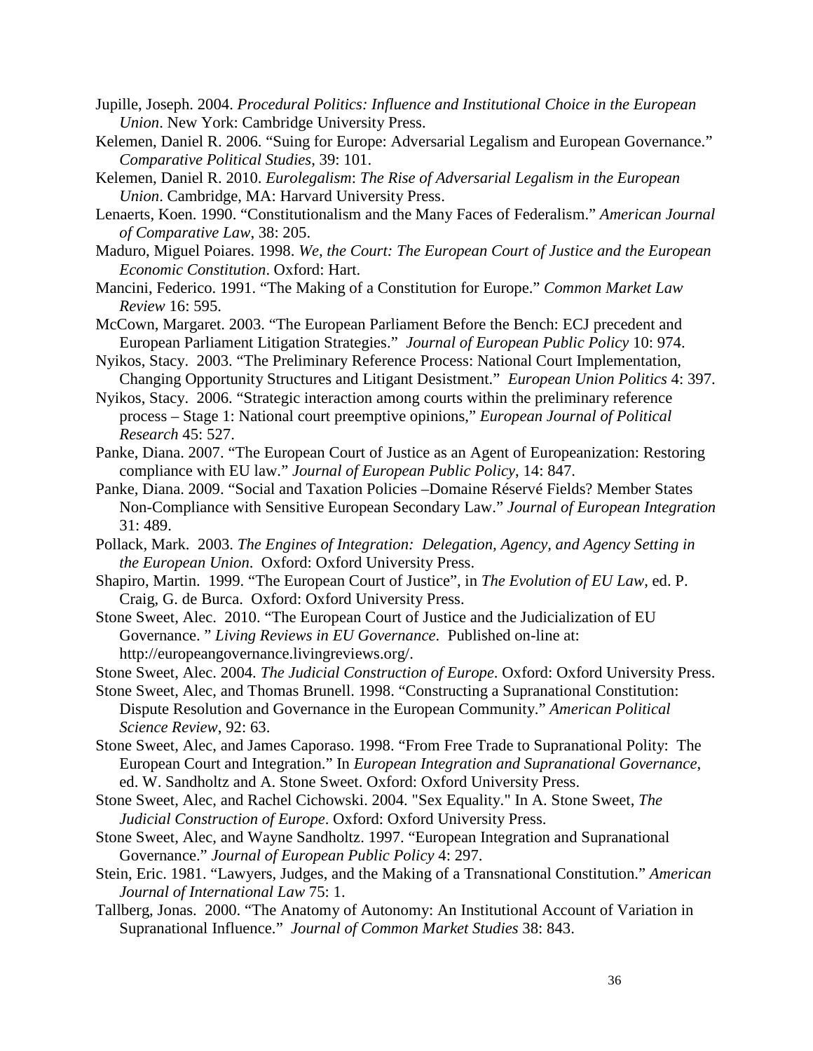Jupille, Joseph. 2004. *Procedural Politics: Influence and Institutional Choice in the European Union*. New York: Cambridge University Press.

Kelemen, Daniel R. 2006. "Suing for Europe: Adversarial Legalism and European Governance." *Comparative Political Studies*, 39: 101.

Kelemen, Daniel R. 2010. *Eurolegalism*: *The Rise of Adversarial Legalism in the European Union*. Cambridge, MA: Harvard University Press.

Lenaerts, Koen. 1990. "Constitutionalism and the Many Faces of Federalism." *American Journal of Comparative Law*, 38: 205.

Maduro, Miguel Poiares. 1998. *We, the Court: The European Court of Justice and the European Economic Constitution*. Oxford: Hart.

Mancini, Federico. 1991. "The Making of a Constitution for Europe." *Common Market Law Review* 16: 595.

McCown, Margaret. 2003. "The European Parliament Before the Bench: ECJ precedent and European Parliament Litigation Strategies." *Journal of European Public Policy* 10: 974.

Nyikos, Stacy. 2003. "The Preliminary Reference Process: National Court Implementation, Changing Opportunity Structures and Litigant Desistment." *European Union Politics* 4: 397.

Nyikos, Stacy. 2006. "Strategic interaction among courts within the preliminary reference process – Stage 1: National court preemptive opinions," *European Journal of Political Research* 45: 527.

Panke, Diana. 2007. "The European Court of Justice as an Agent of Europeanization: Restoring compliance with EU law." *Journal of European Public Policy*, 14: 847.

Panke, Diana. 2009. "Social and Taxation Policies –Domaine Réservé Fields? Member States Non-Compliance with Sensitive European Secondary Law." *Journal of European Integration* 31: 489.

Pollack, Mark. 2003. *The Engines of Integration: Delegation, Agency, and Agency Setting in the European Union*. Oxford: Oxford University Press.

Shapiro, Martin. 1999. "The European Court of Justice", in *The Evolution of EU Law*, ed. P. Craig, G. de Burca. Oxford: Oxford University Press.

Stone Sweet, Alec. 2010. "The European Court of Justice and the Judicialization of EU Governance. " *Living Reviews in EU Governance*. Published on-line at: http://europeangovernance.livingreviews.org/.

Stone Sweet, Alec. 2004. *The Judicial Construction of Europe*. Oxford: Oxford University Press.

Stone Sweet, Alec, and Thomas Brunell. 1998. "Constructing a Supranational Constitution: Dispute Resolution and Governance in the European Community." *American Political Science Review*, 92: 63.

Stone Sweet, Alec, and James Caporaso. 1998. "From Free Trade to Supranational Polity: The European Court and Integration." In *European Integration and Supranational Governance*, ed. W. Sandholtz and A. Stone Sweet. Oxford: Oxford University Press.

Stone Sweet, Alec, and Rachel Cichowski. 2004. "Sex Equality." In A. Stone Sweet, *The Judicial Construction of Europe*. Oxford: Oxford University Press.

Stone Sweet, Alec, and Wayne Sandholtz. 1997. "European Integration and Supranational Governance." *Journal of European Public Policy* 4: 297.

Stein, Eric. 1981. "Lawyers, Judges, and the Making of a Transnational Constitution." *American Journal of International Law* 75: 1.

Tallberg, Jonas. 2000. "The Anatomy of Autonomy: An Institutional Account of Variation in Supranational Influence." *Journal of Common Market Studies* 38: 843.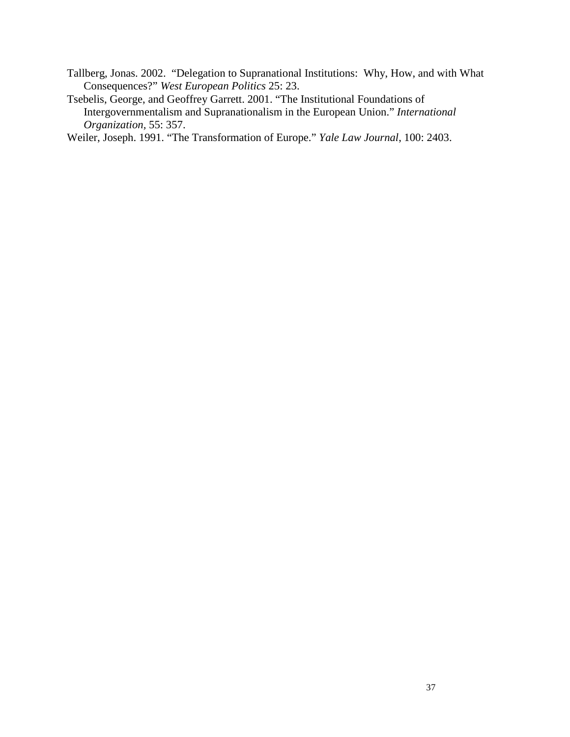Tallberg, Jonas. 2002. "Delegation to Supranational Institutions: Why, How, and with What Consequences?" *West European Politics* 25: 23.

Tsebelis, George, and Geoffrey Garrett. 2001. "The Institutional Foundations of Intergovernmentalism and Supranationalism in the European Union." *International Organization*, 55: 357.

Weiler, Joseph. 1991. "The Transformation of Europe." *Yale Law Journal*, 100: 2403.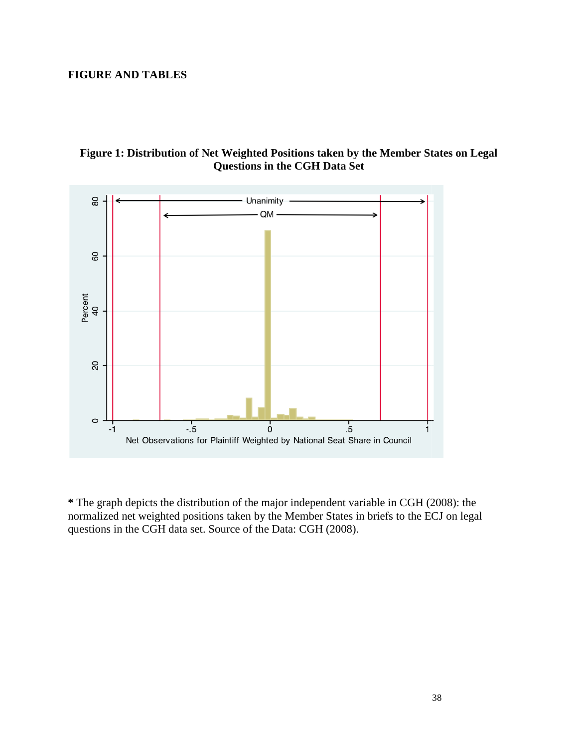**FIGURE AND TABLES**

**Figure 1: Distribution of Net Weighted Positions taken by the Member States on Legal Questions in the CGH Data Set**

**\*** The graph depicts the distribution of the major independent variable in CGH (2008): the normalized net weighted positions taken by the Member States in briefs to the ECJ on legal questions in the CGH data set. Source of the Data: CGH (2008).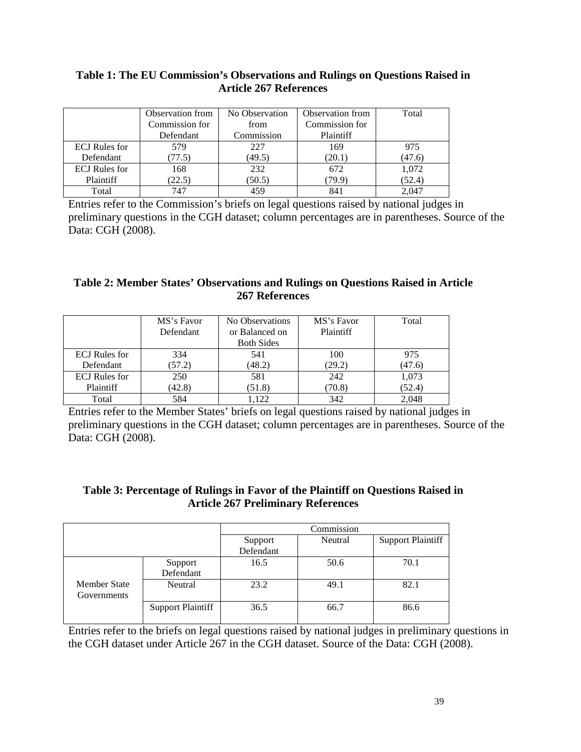**Table 1: The EU Commission's Observations and Rulings on Questions Raised in Article 267 References**

| | Observation from Commission for Defendant | No Observation from Commission | Observation from Commission for Plaintiff | Total |
|---|---|---|---|---|
| ECJ Rules for Defendant | 579 (77.5) | 227 (49.5) | 169 (20.1) | 975 (47.6) |
| ECJ Rules for Plaintiff | 168 (22.5) | 232 (50.5) | 672 (79.9) | 1,072 (52.4) |
| Total | 747 | 459 | 841 | 2,047 |

Entries refer to the Commission's briefs on legal questions raised by national judges in preliminary questions in the CGH dataset; column percentages are in parentheses. Source of the Data: CGH (2008).

**Table 2: Member States' Observations and Rulings on Questions Raised in Article 267 References**

| | MS's Favor Defendant | No Observations or Balanced on Both Sides | MS's Favor Plaintiff | Total |
|---|---|---|---|---|
| ECJ Rules for Defendant | 334 (57.2) | 541 (48.2) | 100 (29.2) | 975 (47.6) |
| ECJ Rules for Plaintiff | 250 (42.8) | 581 (51.8) | 242 (70.8) | 1,073 (52.4) |
| Total | 584 | 1,122 | 342 | 2,048 |

Entries refer to the Member States' briefs on legal questions raised by national judges in preliminary questions in the CGH dataset; column percentages are in parentheses. Source of the Data: CGH (2008).

**Table 3: Percentage of Rulings in Favor of the Plaintiff on Questions Raised in Article 267 Preliminary References**

| | | Commission | | |
|---|---|---|---|---|
| | | Support Defendant | Neutral | Support Plaintiff |
| Member State Governments | Support Defendant | 16.5 | 50.6 | 70.1 |
| | Neutral | 23.2 | 49.1 | 82.1 |
| | Support Plaintiff | 36.5 | 66.7 | 86.6 |

Entries refer to the briefs on legal questions raised by national judges in preliminary questions in the CGH dataset under Article 267 in the CGH dataset. Source of the Data: CGH (2008).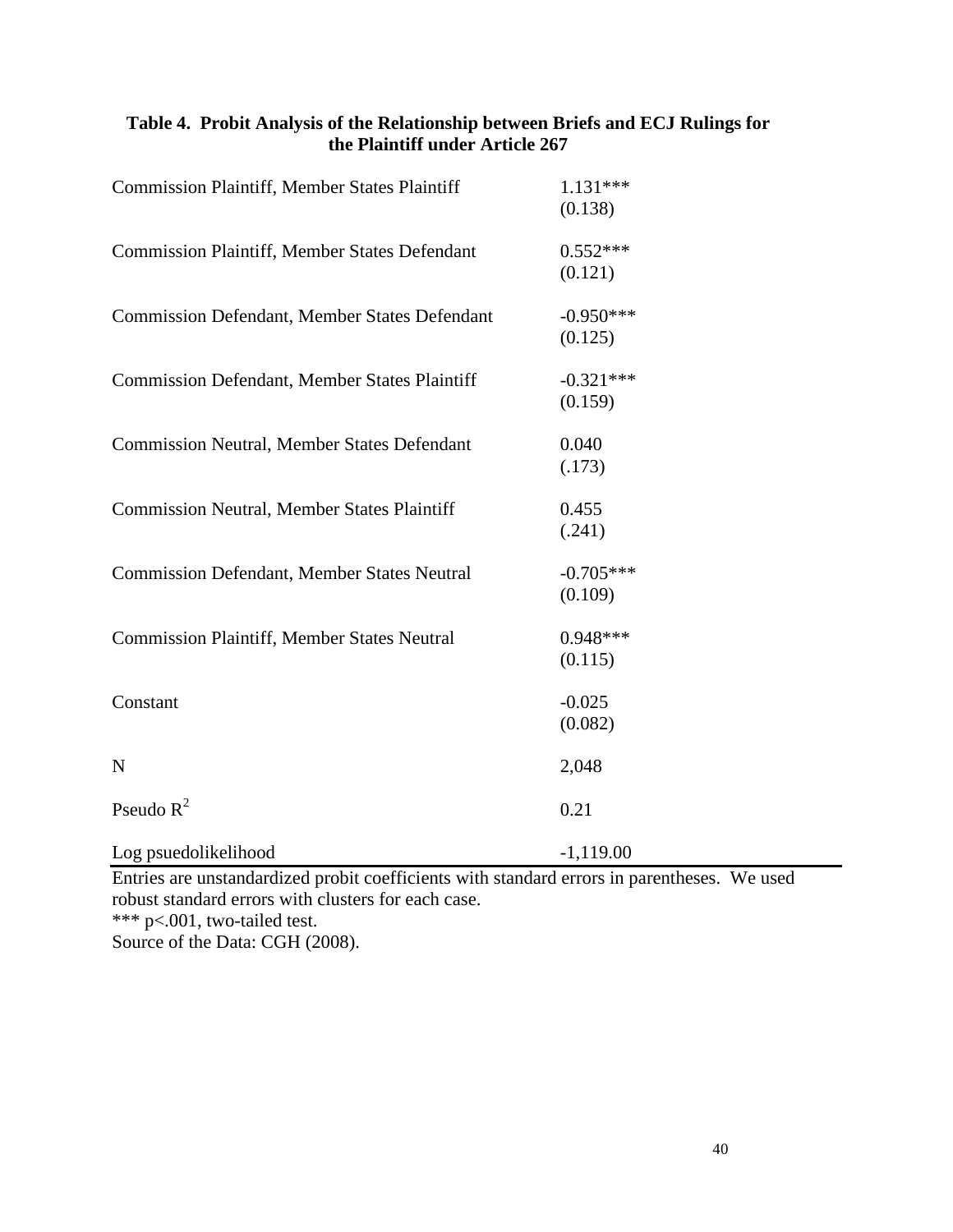**Table 4. Probit Analysis of the Relationship between Briefs and ECJ Rulings for the Plaintiff under Article 267**

| | |
|---|---|
| Commission Plaintiff, Member States Plaintiff | 1.131***<br>(0.138) |
| Commission Plaintiff, Member States Defendant | 0.552***<br>(0.121) |
| Commission Defendant, Member States Defendant | -0.950***<br>(0.125) |
| Commission Defendant, Member States Plaintiff | -0.321***<br>(0.159) |
| Commission Neutral, Member States Defendant | 0.040<br>(.173) |
| Commission Neutral, Member States Plaintiff | 0.455<br>(.241) |
| Commission Defendant, Member States Neutral | -0.705***<br>(0.109) |
| Commission Plaintiff, Member States Neutral | 0.948***<br>(0.115) |
| Constant | -0.025<br>(0.082) |
| N | 2,048 |
| Pseudo $R^2$ | 0.21 |
| Log psuedolikelihood | -1,119.00 |

Entries are unstandardized probit coefficients with standard errors in parentheses. We used robust standard errors with clusters for each case.

*** p<.001, two-tailed test.

Source of the Data: CGH (2008).